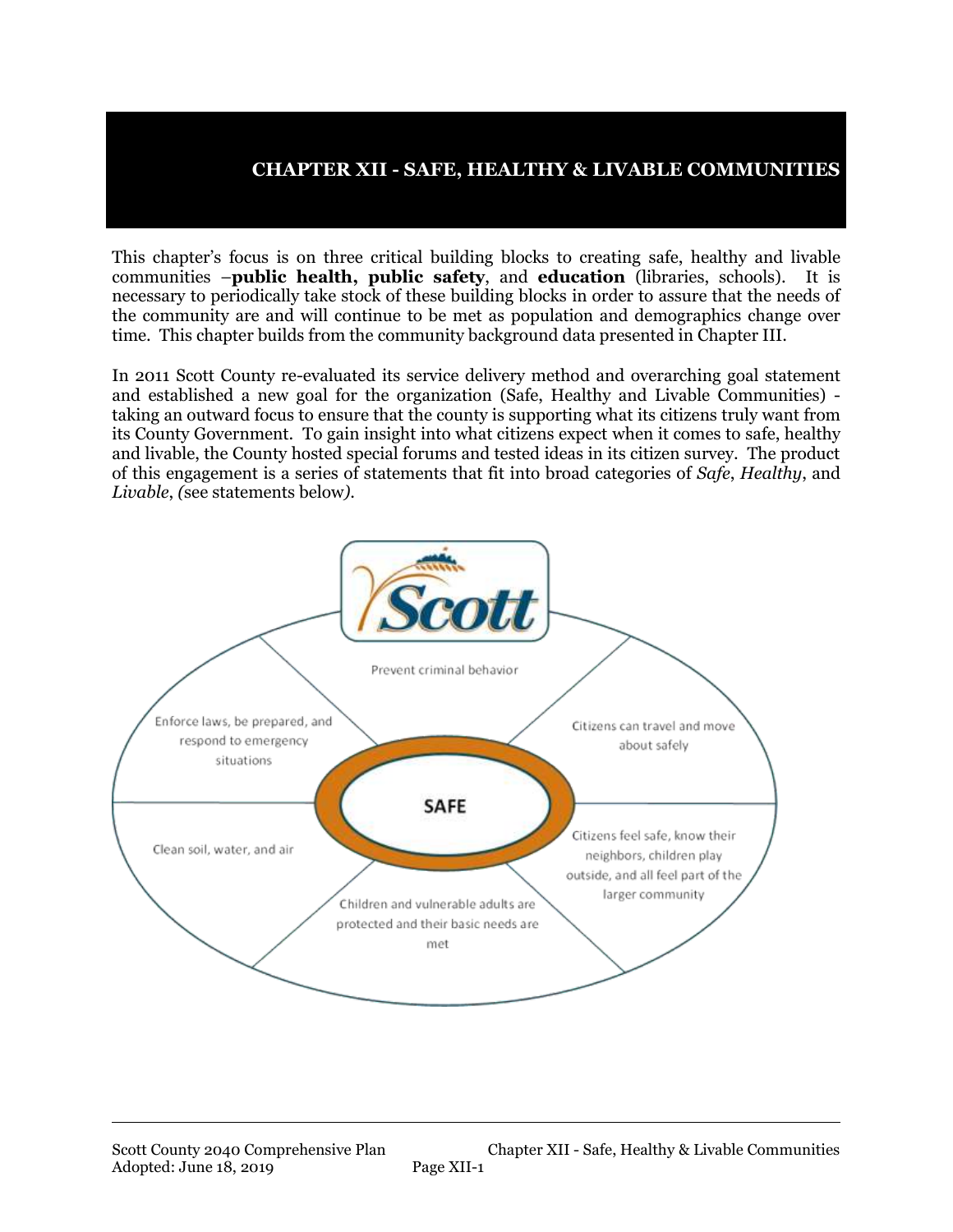# CHAPTER XII - SAFE, HEALTHY & LIVABLE COMMUNITIES

This chapter's focus is on three critical building blocks to creating safe, healthy and livable communities –**public health, public safety**, and **education** (libraries, schools). It is necessary to periodically take stock of these building blocks in order to assure that the needs of the community are and will continue to be met as population and demographics change over time. This chapter builds from the community background data presented in Chapter III.

In 2011 Scott County re-evaluated its service delivery method and overarching goal statement and established a new goal for the organization (Safe, Healthy and Livable Communities) - taking an outward focus to ensure that the county is supporting what its citizens truly want from its County Government. To gain insight into what citizens expect when it comes to safe, healthy and livable, the County hosted special forums and tested ideas in its citizen survey. The product of this engagement is a series of statements that fit into broad categories of *Safe*, *Healthy*, and *Livable*, *(*see statements below*)*.

Scott

SAFE

- Prevent criminal behavior
- Citizens can travel and move about safely
- Citizens feel safe, know their neighbors, children play outside, and all feel part of the larger community
- Children and vulnerable adults are protected and their basic needs are met
- Clean soil, water, and air
- Enforce laws, be prepared, and respond to emergency situations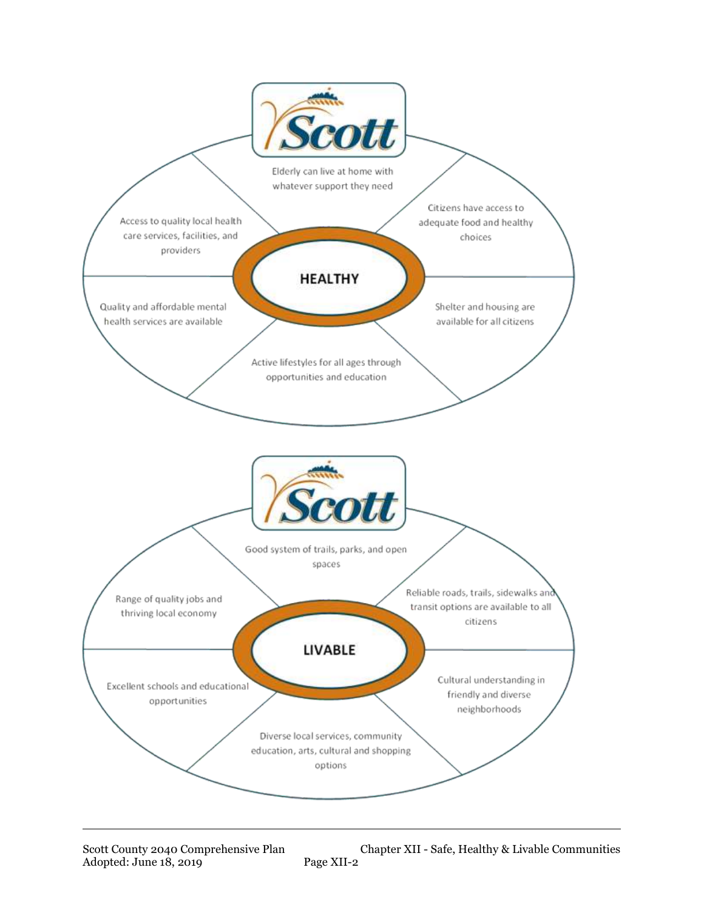## HEALTHY

- Elderly can live at home with whatever support they need
- Citizens have access to adequate food and healthy choices
- Shelter and housing are available for all citizens
- Active lifestyles for all ages through opportunities and education
- Quality and affordable mental health services are available
- Access to quality local health care services, facilities, and providers

## LIVABLE

- Good system of trails, parks, and open spaces
- Reliable roads, trails, sidewalks and transit options are available to all citizens
- Cultural understanding in friendly and diverse neighborhoods
- Diverse local services, community education, arts, cultural and shopping options
- Excellent schools and educational opportunities
- Range of quality jobs and thriving local economy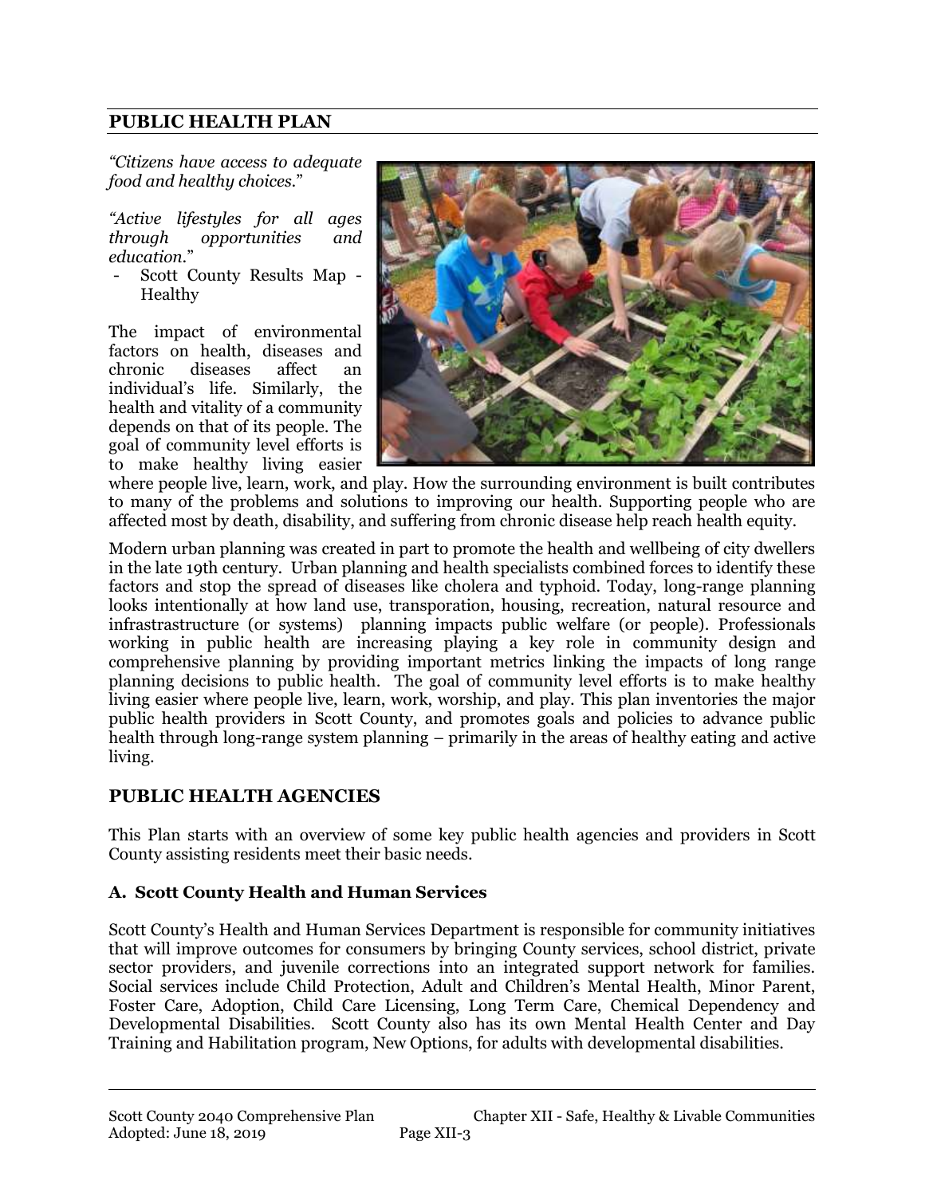## PUBLIC HEALTH PLAN

*"Citizens have access to adequate food and healthy choices."*

*"Active lifestyles for all ages through opportunities and education."*

- Scott County Results Map - Healthy

The impact of environmental factors on health, diseases and chronic diseases affect an individual's life. Similarly, the health and vitality of a community depends on that of its people. The goal of community level efforts is to make healthy living easier where people live, learn, work, and play. How the surrounding environment is built contributes to many of the problems and solutions to improving our health. Supporting people who are affected most by death, disability, and suffering from chronic disease help reach health equity.

Modern urban planning was created in part to promote the health and wellbeing of city dwellers in the late 19th century. Urban planning and health specialists combined forces to identify these factors and stop the spread of diseases like cholera and typhoid. Today, long-range planning looks intentionally at how land use, transporation, housing, recreation, natural resource and infrastrastructure (or systems) planning impacts public welfare (or people). Professionals working in public health are increasing playing a key role in community design and comprehensive planning by providing important metrics linking the impacts of long range planning decisions to public health. The goal of community level efforts is to make healthy living easier where people live, learn, work, worship, and play. This plan inventories the major public health providers in Scott County, and promotes goals and policies to advance public health through long-range system planning – primarily in the areas of healthy eating and active living.

## PUBLIC HEALTH AGENCIES

This Plan starts with an overview of some key public health agencies and providers in Scott County assisting residents meet their basic needs.

### A. Scott County Health and Human Services

Scott County's Health and Human Services Department is responsible for community initiatives that will improve outcomes for consumers by bringing County services, school district, private sector providers, and juvenile corrections into an integrated support network for families. Social services include Child Protection, Adult and Children's Mental Health, Minor Parent, Foster Care, Adoption, Child Care Licensing, Long Term Care, Chemical Dependency and Developmental Disabilities. Scott County also has its own Mental Health Center and Day Training and Habilitation program, New Options, for adults with developmental disabilities.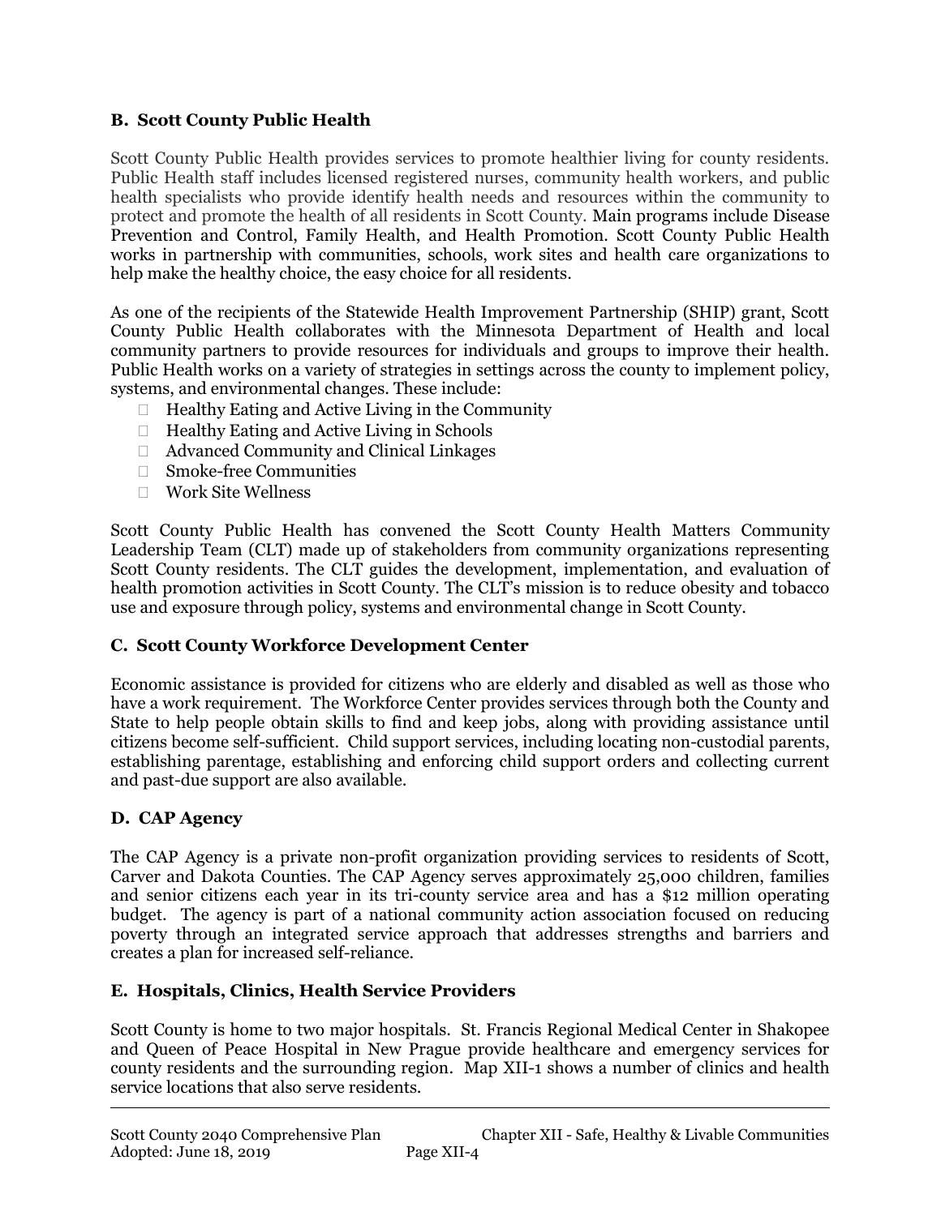### B. Scott County Public Health

Scott County Public Health provides services to promote healthier living for county residents. Public Health staff includes licensed registered nurses, community health workers, and public health specialists who provide identify health needs and resources within the community to protect and promote the health of all residents in Scott County. Main programs include Disease Prevention and Control, Family Health, and Health Promotion. Scott County Public Health works in partnership with communities, schools, work sites and health care organizations to help make the healthy choice, the easy choice for all residents.

As one of the recipients of the Statewide Health Improvement Partnership (SHIP) grant, Scott County Public Health collaborates with the Minnesota Department of Health and local community partners to provide resources for individuals and groups to improve their health. Public Health works on a variety of strategies in settings across the county to implement policy, systems, and environmental changes. These include:

- Healthy Eating and Active Living in the Community
- Healthy Eating and Active Living in Schools
- Advanced Community and Clinical Linkages
- Smoke-free Communities
- Work Site Wellness

Scott County Public Health has convened the Scott County Health Matters Community Leadership Team (CLT) made up of stakeholders from community organizations representing Scott County residents. The CLT guides the development, implementation, and evaluation of health promotion activities in Scott County. The CLT's mission is to reduce obesity and tobacco use and exposure through policy, systems and environmental change in Scott County.

### C. Scott County Workforce Development Center

Economic assistance is provided for citizens who are elderly and disabled as well as those who have a work requirement. The Workforce Center provides services through both the County and State to help people obtain skills to find and keep jobs, along with providing assistance until citizens become self-sufficient. Child support services, including locating non-custodial parents, establishing parentage, establishing and enforcing child support orders and collecting current and past-due support are also available.

### D. CAP Agency

The CAP Agency is a private non-profit organization providing services to residents of Scott, Carver and Dakota Counties. The CAP Agency serves approximately 25,000 children, families and senior citizens each year in its tri-county service area and has a $12 million operating budget. The agency is part of a national community action association focused on reducing poverty through an integrated service approach that addresses strengths and barriers and creates a plan for increased self-reliance.

### E. Hospitals, Clinics, Health Service Providers

Scott County is home to two major hospitals. St. Francis Regional Medical Center in Shakopee and Queen of Peace Hospital in New Prague provide healthcare and emergency services for county residents and the surrounding region. Map XII-1 shows a number of clinics and health service locations that also serve residents.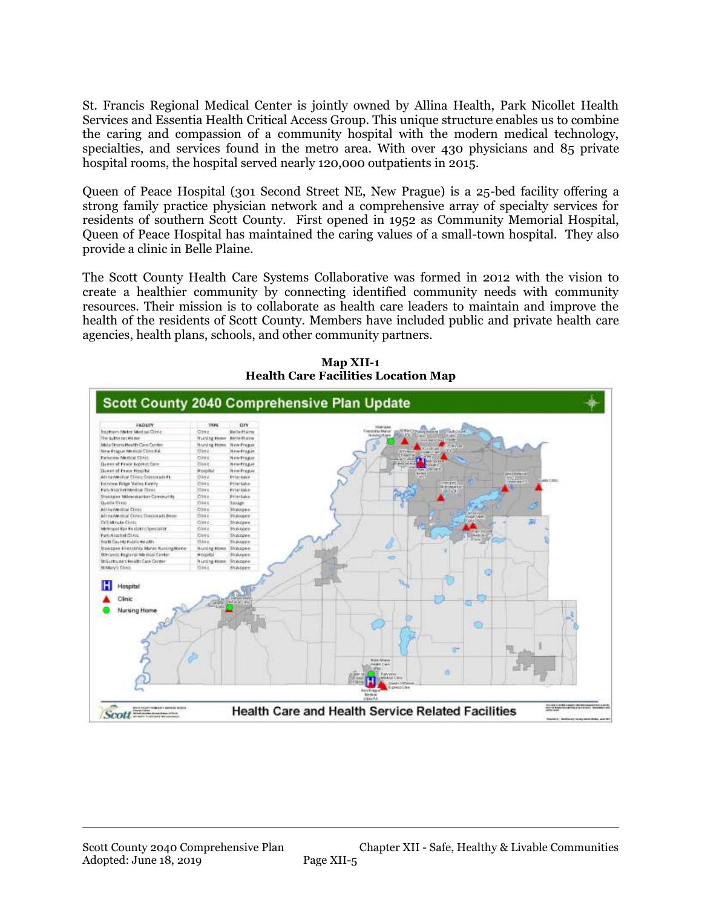St. Francis Regional Medical Center is jointly owned by Allina Health, Park Nicollet Health Services and Essentia Health Critical Access Group. This unique structure enables us to combine the caring and compassion of a community hospital with the modern medical technology, specialties, and services found in the metro area. With over 430 physicians and 85 private hospital rooms, the hospital served nearly 120,000 outpatients in 2015.

Queen of Peace Hospital (301 Second Street NE, New Prague) is a 25-bed facility offering a strong family practice physician network and a comprehensive array of specialty services for residents of southern Scott County. First opened in 1952 as Community Memorial Hospital, Queen of Peace Hospital has maintained the caring values of a small-town hospital. They also provide a clinic in Belle Plaine.

The Scott County Health Care Systems Collaborative was formed in 2012 with the vision to create a healthier community by connecting identified community needs with community resources. Their mission is to collaborate as health care leaders to maintain and improve the health of the residents of Scott County. Members have included public and private health care agencies, health plans, schools, and other community partners.

**Map XII-1**
**Health Care Facilities Location Map**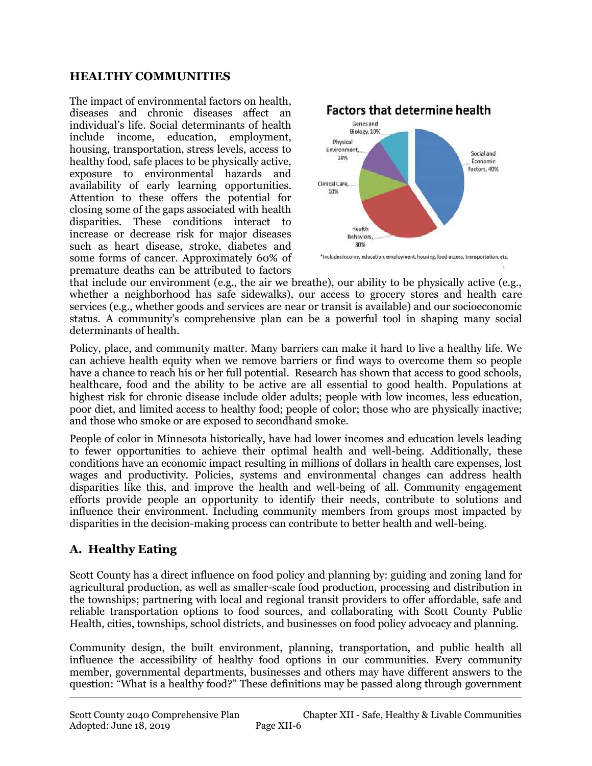## HEALTHY COMMUNITIES

The impact of environmental factors on health, diseases and chronic diseases affect an individual's life. Social determinants of health include income, education, employment, housing, transportation, stress levels, access to healthy food, safe places to be physically active, exposure to environmental hazards and availability of early learning opportunities. Attention to these offers the potential for closing some of the gaps associated with health disparities. These conditions interact to increase or decrease risk for major diseases such as heart disease, stroke, diabetes and some forms of cancer. Approximately 60% of premature deaths can be attributed to factors that include our environment (e.g., the air we breathe), our ability to be physically active (e.g., whether a neighborhood has safe sidewalks), our access to grocery stores and health care services (e.g., whether goods and services are near or transit is available) and our socioeconomic status. A community's comprehensive plan can be a powerful tool in shaping many social determinants of health.

**Factors that determine health**

- Social and Economic Factors*, 40%
- Health Behaviors, 30%
- Clinical Care, 10%
- Physical Environment, 10%
- Genes and Biology, 10%

*Includes income, education, employment, housing, food access, transportation, etc.

Policy, place, and community matter. Many barriers can make it hard to live a healthy life. We can achieve health equity when we remove barriers or find ways to overcome them so people have a chance to reach his or her full potential. Research has shown that access to good schools, healthcare, food and the ability to be active are all essential to good health. Populations at highest risk for chronic disease include older adults; people with low incomes, less education, poor diet, and limited access to healthy food; people of color; those who are physically inactive; and those who smoke or are exposed to secondhand smoke.

People of color in Minnesota historically, have had lower incomes and education levels leading to fewer opportunities to achieve their optimal health and well-being. Additionally, these conditions have an economic impact resulting in millions of dollars in health care expenses, lost wages and productivity. Policies, systems and environmental changes can address health disparities like this, and improve the health and well-being of all. Community engagement efforts provide people an opportunity to identify their needs, contribute to solutions and influence their environment. Including community members from groups most impacted by disparities in the decision-making process can contribute to better health and well-being.

### A. Healthy Eating

Scott County has a direct influence on food policy and planning by: guiding and zoning land for agricultural production, as well as smaller-scale food production, processing and distribution in the townships; partnering with local and regional transit providers to offer affordable, safe and reliable transportation options to food sources, and collaborating with Scott County Public Health, cities, townships, school districts, and businesses on food policy advocacy and planning.

Community design, the built environment, planning, transportation, and public health all influence the accessibility of healthy food options in our communities. Every community member, governmental departments, businesses and others may have different answers to the question: "What is a healthy food?" These definitions may be passed along through government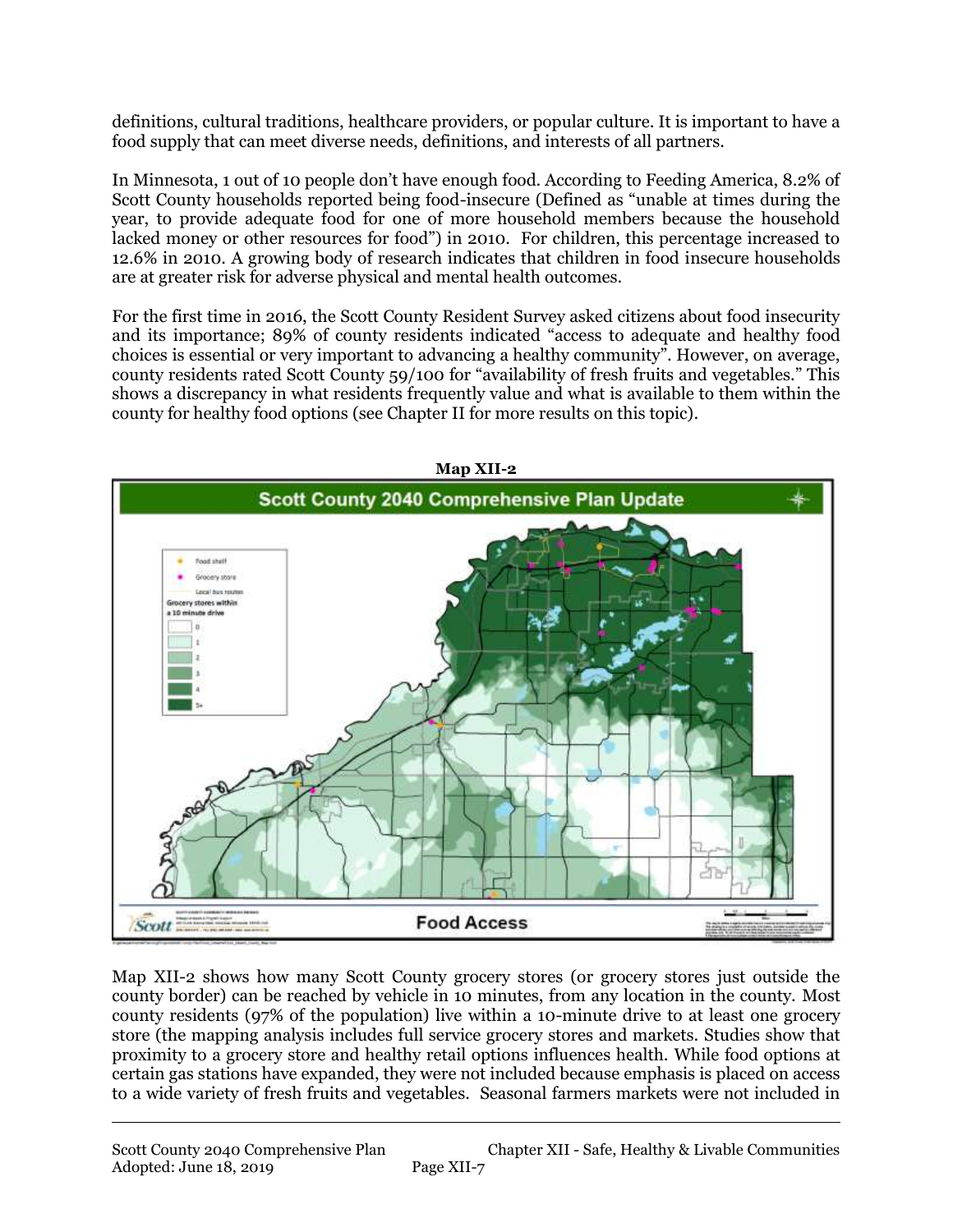definitions, cultural traditions, healthcare providers, or popular culture. It is important to have a food supply that can meet diverse needs, definitions, and interests of all partners.

In Minnesota, 1 out of 10 people don't have enough food. According to Feeding America, 8.2% of Scott County households reported being food-insecure (Defined as "unable at times during the year, to provide adequate food for one of more household members because the household lacked money or other resources for food") in 2010. For children, this percentage increased to 12.6% in 2010. A growing body of research indicates that children in food insecure households are at greater risk for adverse physical and mental health outcomes.

For the first time in 2016, the Scott County Resident Survey asked citizens about food insecurity and its importance; 89% of county residents indicated "access to adequate and healthy food choices is essential or very important to advancing a healthy community". However, on average, county residents rated Scott County 59/100 for "availability of fresh fruits and vegetables." This shows a discrepancy in what residents frequently value and what is available to them within the county for healthy food options (see Chapter II for more results on this topic).

**Map XII-2**

Scott County 2040 Comprehensive Plan Update

Food Access

Map XII-2 shows how many Scott County grocery stores (or grocery stores just outside the county border) can be reached by vehicle in 10 minutes, from any location in the county. Most county residents (97% of the population) live within a 10-minute drive to at least one grocery store (the mapping analysis includes full service grocery stores and markets. Studies show that proximity to a grocery store and healthy retail options influences health. While food options at certain gas stations have expanded, they were not included because emphasis is placed on access to a wide variety of fresh fruits and vegetables. Seasonal farmers markets were not included in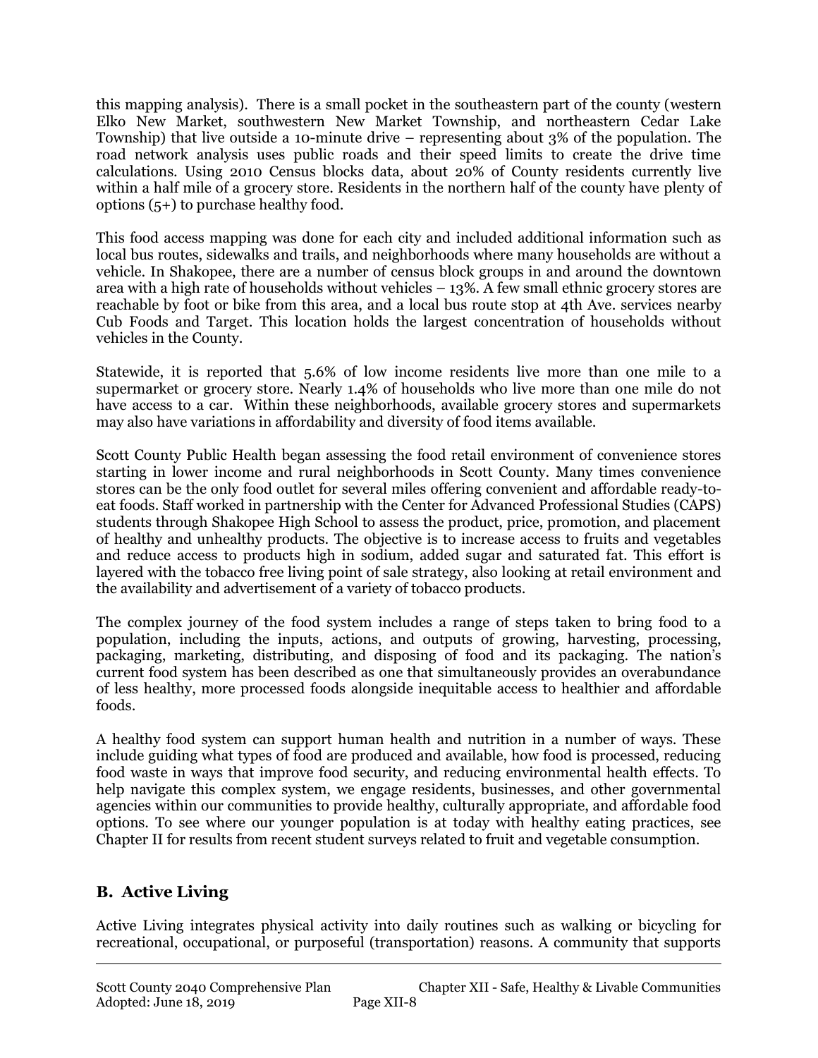this mapping analysis). There is a small pocket in the southeastern part of the county (western Elko New Market, southwestern New Market Township, and northeastern Cedar Lake Township) that live outside a 10-minute drive – representing about 3% of the population. The road network analysis uses public roads and their speed limits to create the drive time calculations. Using 2010 Census blocks data, about 20% of County residents currently live within a half mile of a grocery store. Residents in the northern half of the county have plenty of options (5+) to purchase healthy food.

This food access mapping was done for each city and included additional information such as local bus routes, sidewalks and trails, and neighborhoods where many households are without a vehicle. In Shakopee, there are a number of census block groups in and around the downtown area with a high rate of households without vehicles – 13%. A few small ethnic grocery stores are reachable by foot or bike from this area, and a local bus route stop at 4th Ave. services nearby Cub Foods and Target. This location holds the largest concentration of households without vehicles in the County.

Statewide, it is reported that 5.6% of low income residents live more than one mile to a supermarket or grocery store. Nearly 1.4% of households who live more than one mile do not have access to a car. Within these neighborhoods, available grocery stores and supermarkets may also have variations in affordability and diversity of food items available.

Scott County Public Health began assessing the food retail environment of convenience stores starting in lower income and rural neighborhoods in Scott County. Many times convenience stores can be the only food outlet for several miles offering convenient and affordable ready-to-eat foods. Staff worked in partnership with the Center for Advanced Professional Studies (CAPS) students through Shakopee High School to assess the product, price, promotion, and placement of healthy and unhealthy products. The objective is to increase access to fruits and vegetables and reduce access to products high in sodium, added sugar and saturated fat. This effort is layered with the tobacco free living point of sale strategy, also looking at retail environment and the availability and advertisement of a variety of tobacco products.

The complex journey of the food system includes a range of steps taken to bring food to a population, including the inputs, actions, and outputs of growing, harvesting, processing, packaging, marketing, distributing, and disposing of food and its packaging. The nation's current food system has been described as one that simultaneously provides an overabundance of less healthy, more processed foods alongside inequitable access to healthier and affordable foods.

A healthy food system can support human health and nutrition in a number of ways. These include guiding what types of food are produced and available, how food is processed, reducing food waste in ways that improve food security, and reducing environmental health effects. To help navigate this complex system, we engage residents, businesses, and other governmental agencies within our communities to provide healthy, culturally appropriate, and affordable food options. To see where our younger population is at today with healthy eating practices, see Chapter II for results from recent student surveys related to fruit and vegetable consumption.

## B. Active Living

Active Living integrates physical activity into daily routines such as walking or bicycling for recreational, occupational, or purposeful (transportation) reasons. A community that supports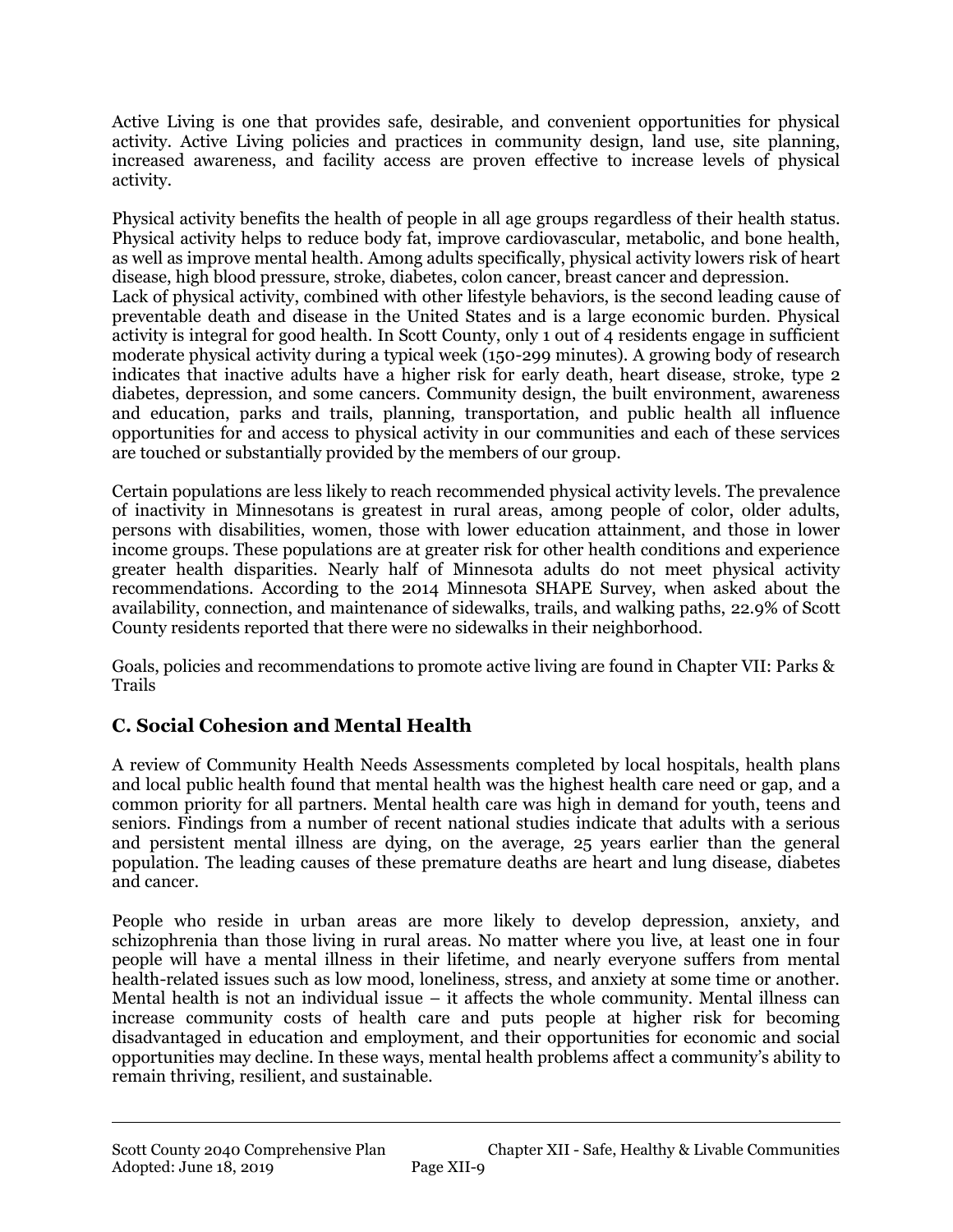Active Living is one that provides safe, desirable, and convenient opportunities for physical activity. Active Living policies and practices in community design, land use, site planning, increased awareness, and facility access are proven effective to increase levels of physical activity.

Physical activity benefits the health of people in all age groups regardless of their health status. Physical activity helps to reduce body fat, improve cardiovascular, metabolic, and bone health, as well as improve mental health. Among adults specifically, physical activity lowers risk of heart disease, high blood pressure, stroke, diabetes, colon cancer, breast cancer and depression.
Lack of physical activity, combined with other lifestyle behaviors, is the second leading cause of preventable death and disease in the United States and is a large economic burden. Physical activity is integral for good health. In Scott County, only 1 out of 4 residents engage in sufficient moderate physical activity during a typical week (150-299 minutes). A growing body of research indicates that inactive adults have a higher risk for early death, heart disease, stroke, type 2 diabetes, depression, and some cancers. Community design, the built environment, awareness and education, parks and trails, planning, transportation, and public health all influence opportunities for and access to physical activity in our communities and each of these services are touched or substantially provided by the members of our group.

Certain populations are less likely to reach recommended physical activity levels. The prevalence of inactivity in Minnesotans is greatest in rural areas, among people of color, older adults, persons with disabilities, women, those with lower education attainment, and those in lower income groups. These populations are at greater risk for other health conditions and experience greater health disparities. Nearly half of Minnesota adults do not meet physical activity recommendations. According to the 2014 Minnesota SHAPE Survey, when asked about the availability, connection, and maintenance of sidewalks, trails, and walking paths, 22.9% of Scott County residents reported that there were no sidewalks in their neighborhood.

Goals, policies and recommendations to promote active living are found in Chapter VII: Parks & Trails

## C. Social Cohesion and Mental Health

A review of Community Health Needs Assessments completed by local hospitals, health plans and local public health found that mental health was the highest health care need or gap, and a common priority for all partners. Mental health care was high in demand for youth, teens and seniors. Findings from a number of recent national studies indicate that adults with a serious and persistent mental illness are dying, on the average, 25 years earlier than the general population. The leading causes of these premature deaths are heart and lung disease, diabetes and cancer.

People who reside in urban areas are more likely to develop depression, anxiety, and schizophrenia than those living in rural areas. No matter where you live, at least one in four people will have a mental illness in their lifetime, and nearly everyone suffers from mental health-related issues such as low mood, loneliness, stress, and anxiety at some time or another. Mental health is not an individual issue – it affects the whole community. Mental illness can increase community costs of health care and puts people at higher risk for becoming disadvantaged in education and employment, and their opportunities for economic and social opportunities may decline. In these ways, mental health problems affect a community's ability to remain thriving, resilient, and sustainable.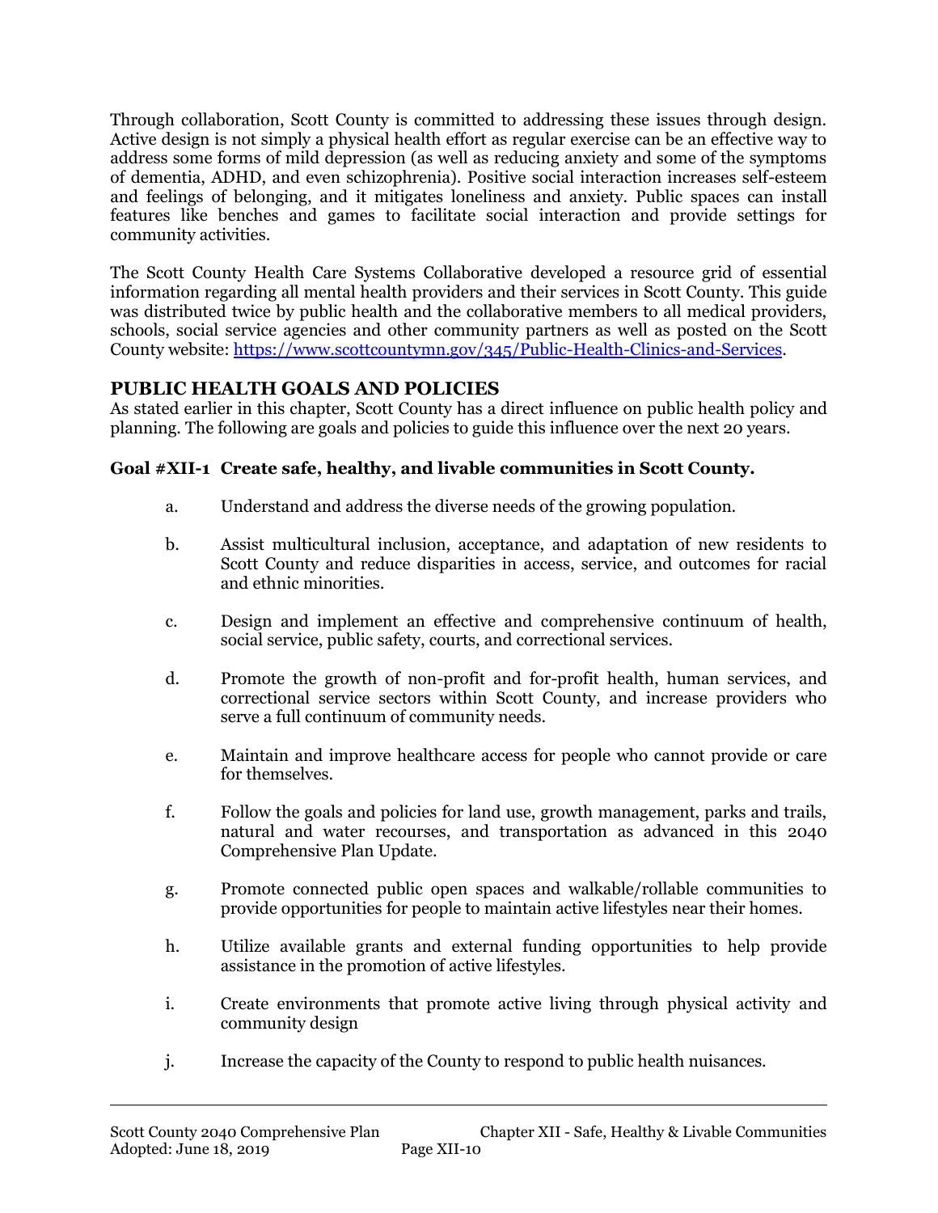Through collaboration, Scott County is committed to addressing these issues through design. Active design is not simply a physical health effort as regular exercise can be an effective way to address some forms of mild depression (as well as reducing anxiety and some of the symptoms of dementia, ADHD, and even schizophrenia). Positive social interaction increases self-esteem and feelings of belonging, and it mitigates loneliness and anxiety. Public spaces can install features like benches and games to facilitate social interaction and provide settings for community activities.

The Scott County Health Care Systems Collaborative developed a resource grid of essential information regarding all mental health providers and their services in Scott County. This guide was distributed twice by public health and the collaborative members to all medical providers, schools, social service agencies and other community partners as well as posted on the Scott County website: [https://www.scottcountymn.gov/345/Public-Health-Clinics-and-Services](https://www.scottcountymn.gov/345/Public-Health-Clinics-and-Services).

## PUBLIC HEALTH GOALS AND POLICIES

As stated earlier in this chapter, Scott County has a direct influence on public health policy and planning. The following are goals and policies to guide this influence over the next 20 years.

**Goal #XII-1 Create safe, healthy, and livable communities in Scott County.**

a. Understand and address the diverse needs of the growing population.

b. Assist multicultural inclusion, acceptance, and adaptation of new residents to Scott County and reduce disparities in access, service, and outcomes for racial and ethnic minorities.

c. Design and implement an effective and comprehensive continuum of health, social service, public safety, courts, and correctional services.

d. Promote the growth of non-profit and for-profit health, human services, and correctional service sectors within Scott County, and increase providers who serve a full continuum of community needs.

e. Maintain and improve healthcare access for people who cannot provide or care for themselves.

f. Follow the goals and policies for land use, growth management, parks and trails, natural and water recourses, and transportation as advanced in this 2040 Comprehensive Plan Update.

g. Promote connected public open spaces and walkable/rollable communities to provide opportunities for people to maintain active lifestyles near their homes.

h. Utilize available grants and external funding opportunities to help provide assistance in the promotion of active lifestyles.

i. Create environments that promote active living through physical activity and community design

j. Increase the capacity of the County to respond to public health nuisances.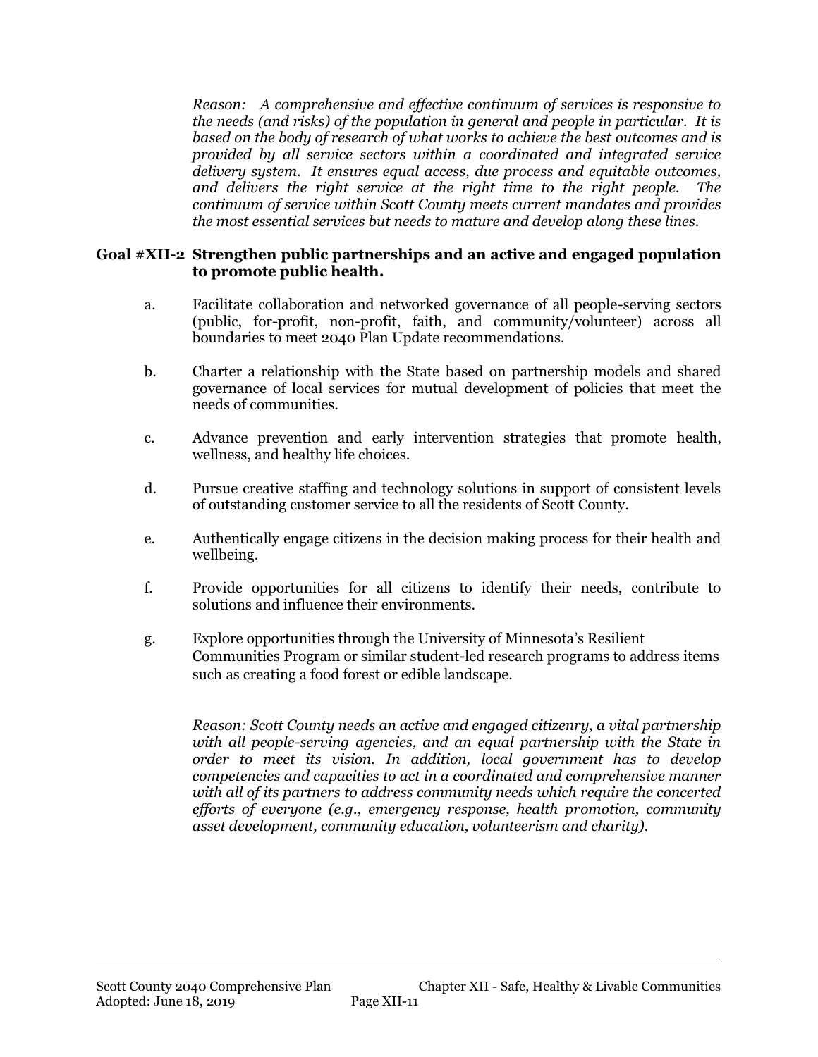*Reason: A comprehensive and effective continuum of services is responsive to the needs (and risks) of the population in general and people in particular. It is based on the body of research of what works to achieve the best outcomes and is provided by all service sectors within a coordinated and integrated service delivery system. It ensures equal access, due process and equitable outcomes, and delivers the right service at the right time to the right people. The continuum of service within Scott County meets current mandates and provides the most essential services but needs to mature and develop along these lines.*

**Goal #XII-2 Strengthen public partnerships and an active and engaged population to promote public health.**

a. Facilitate collaboration and networked governance of all people-serving sectors (public, for-profit, non-profit, faith, and community/volunteer) across all boundaries to meet 2040 Plan Update recommendations.

b. Charter a relationship with the State based on partnership models and shared governance of local services for mutual development of policies that meet the needs of communities.

c. Advance prevention and early intervention strategies that promote health, wellness, and healthy life choices.

d. Pursue creative staffing and technology solutions in support of consistent levels of outstanding customer service to all the residents of Scott County.

e. Authentically engage citizens in the decision making process for their health and wellbeing.

f. Provide opportunities for all citizens to identify their needs, contribute to solutions and influence their environments.

g. Explore opportunities through the University of Minnesota's Resilient Communities Program or similar student-led research programs to address items such as creating a food forest or edible landscape.

*Reason: Scott County needs an active and engaged citizenry, a vital partnership with all people-serving agencies, and an equal partnership with the State in order to meet its vision. In addition, local government has to develop competencies and capacities to act in a coordinated and comprehensive manner with all of its partners to address community needs which require the concerted efforts of everyone (e.g., emergency response, health promotion, community asset development, community education, volunteerism and charity).*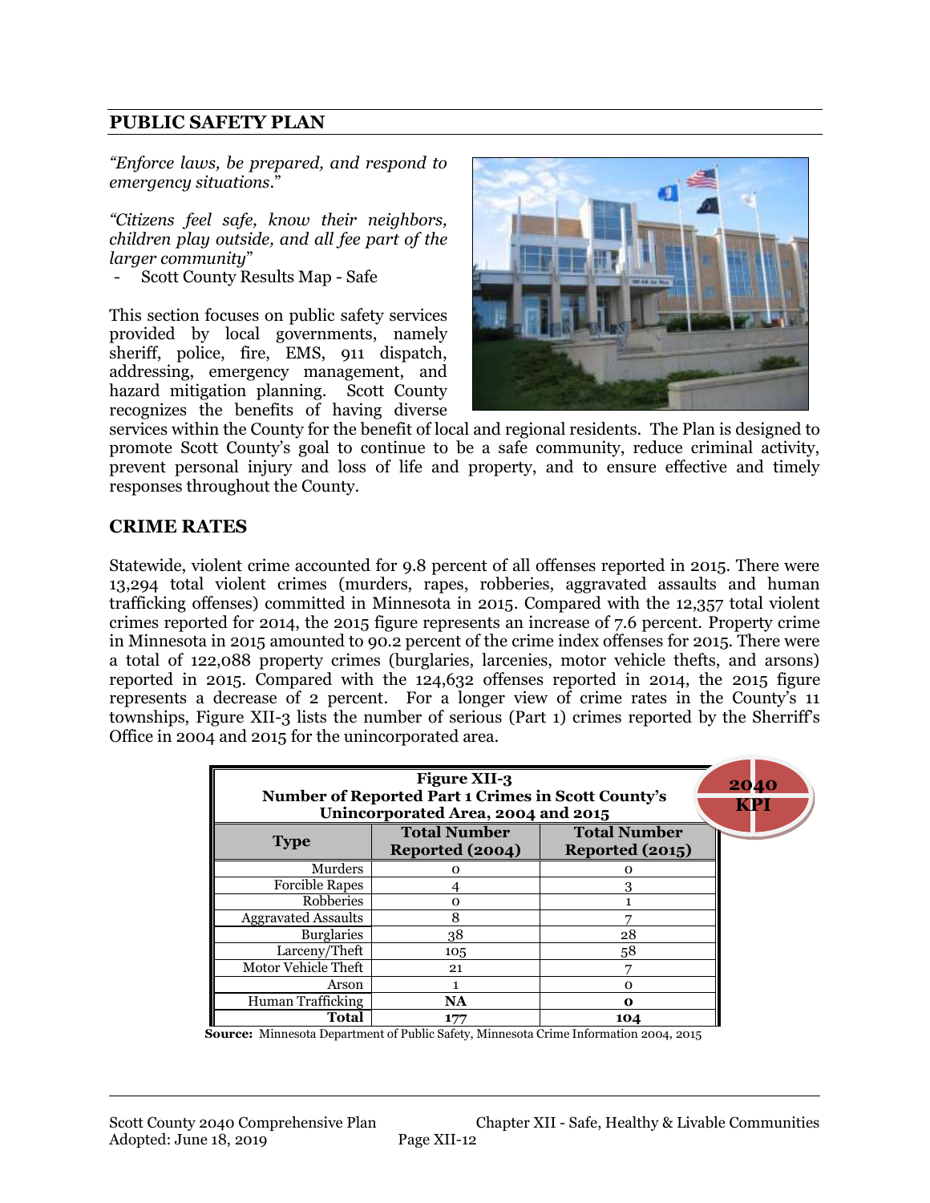## PUBLIC SAFETY PLAN

*"Enforce laws, be prepared, and respond to emergency situations."*

*"Citizens feel safe, know their neighbors, children play outside, and all fee part of the larger community"*

- Scott County Results Map - Safe

This section focuses on public safety services provided by local governments, namely sheriff, police, fire, EMS, 911 dispatch, addressing, emergency management, and hazard mitigation planning. Scott County recognizes the benefits of having diverse services within the County for the benefit of local and regional residents. The Plan is designed to promote Scott County's goal to continue to be a safe community, reduce criminal activity, prevent personal injury and loss of life and property, and to ensure effective and timely responses throughout the County.

## CRIME RATES

Statewide, violent crime accounted for 9.8 percent of all offenses reported in 2015. There were 13,294 total violent crimes (murders, rapes, robberies, aggravated assaults and human trafficking offenses) committed in Minnesota in 2015. Compared with the 12,357 total violent crimes reported for 2014, the 2015 figure represents an increase of 7.6 percent. Property crime in Minnesota in 2015 amounted to 90.2 percent of the crime index offenses for 2015. There were a total of 122,088 property crimes (burglaries, larcenies, motor vehicle thefts, and arsons) reported in 2015. Compared with the 124,632 offenses reported in 2014, the 2015 figure represents a decrease of 2 percent. For a longer view of crime rates in the County's 11 townships, Figure XII-3 lists the number of serious (Part 1) crimes reported by the Sherriff's Office in 2004 and 2015 for the unincorporated area.

**Figure XII-3**
**Number of Reported Part 1 Crimes in Scott County's Unincorporated Area, 2004 and 2015**

2040 KPI

| Type | Total Number Reported (2004) | Total Number Reported (2015) |
|---|---|---|
| Murders | 0 | 0 |
| Forcible Rapes | 4 | 3 |
| Robberies | 0 | 1 |
| Aggravated Assaults | 8 | 7 |
| Burglaries | 38 | 28 |
| Larceny/Theft | 105 | 58 |
| Motor Vehicle Theft | 21 | 7 |
| Arson | 1 | 0 |
| Human Trafficking | **NA** | **0** |
| **Total** | **177** | **104** |

**Source:** Minnesota Department of Public Safety, Minnesota Crime Information 2004, 2015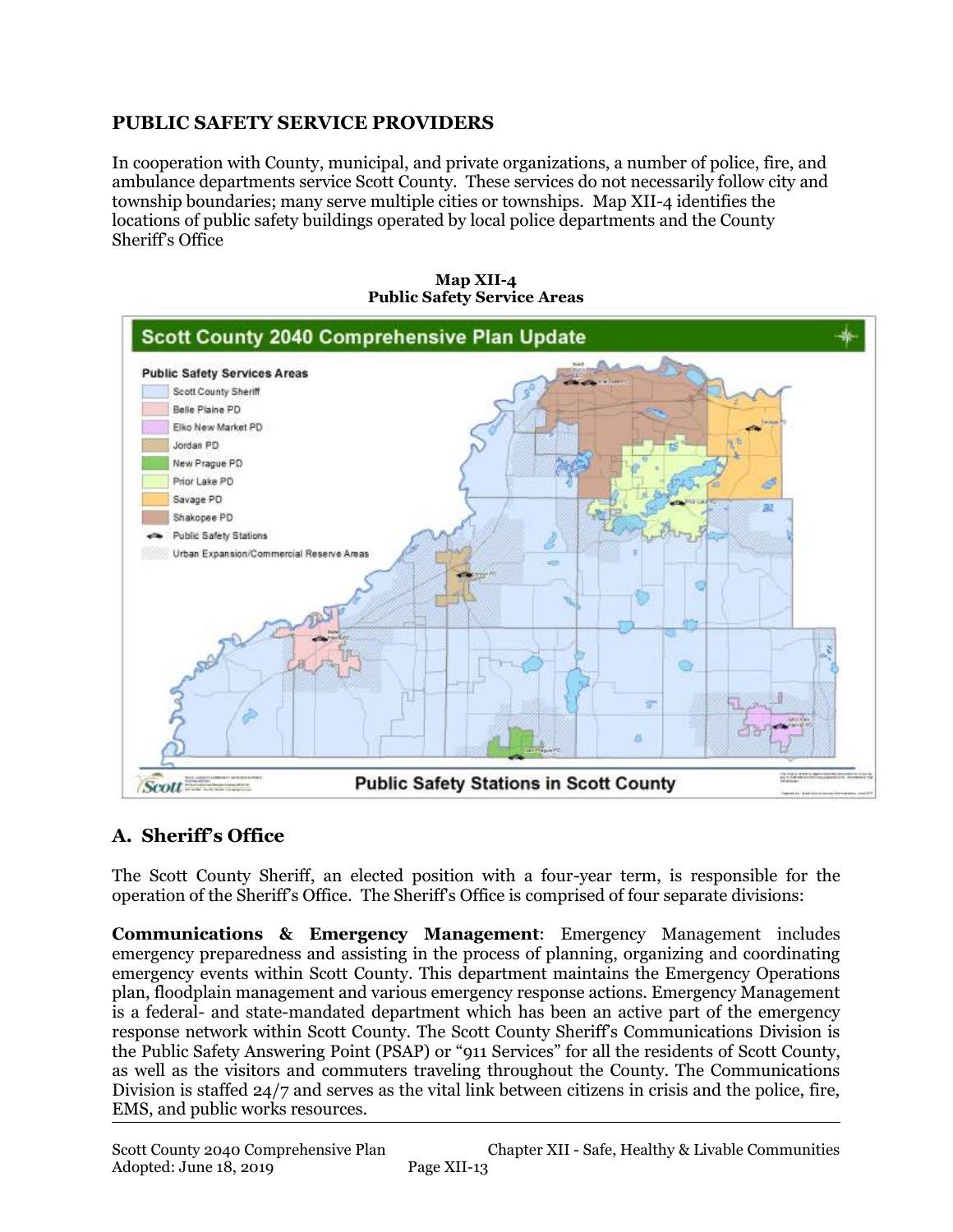## PUBLIC SAFETY SERVICE PROVIDERS

In cooperation with County, municipal, and private organizations, a number of police, fire, and ambulance departments service Scott County. These services do not necessarily follow city and township boundaries; many serve multiple cities or townships. Map XII-4 identifies the locations of public safety buildings operated by local police departments and the County Sheriff's Office

**Map XII-4**
**Public Safety Service Areas**

## A. Sheriff's Office

The Scott County Sheriff, an elected position with a four-year term, is responsible for the operation of the Sheriff's Office. The Sheriff's Office is comprised of four separate divisions:

**Communications & Emergency Management**: Emergency Management includes emergency preparedness and assisting in the process of planning, organizing and coordinating emergency events within Scott County. This department maintains the Emergency Operations plan, floodplain management and various emergency response actions. Emergency Management is a federal- and state-mandated department which has been an active part of the emergency response network within Scott County. The Scott County Sheriff's Communications Division is the Public Safety Answering Point (PSAP) or "911 Services" for all the residents of Scott County, as well as the visitors and commuters traveling throughout the County. The Communications Division is staffed 24/7 and serves as the vital link between citizens in crisis and the police, fire, EMS, and public works resources.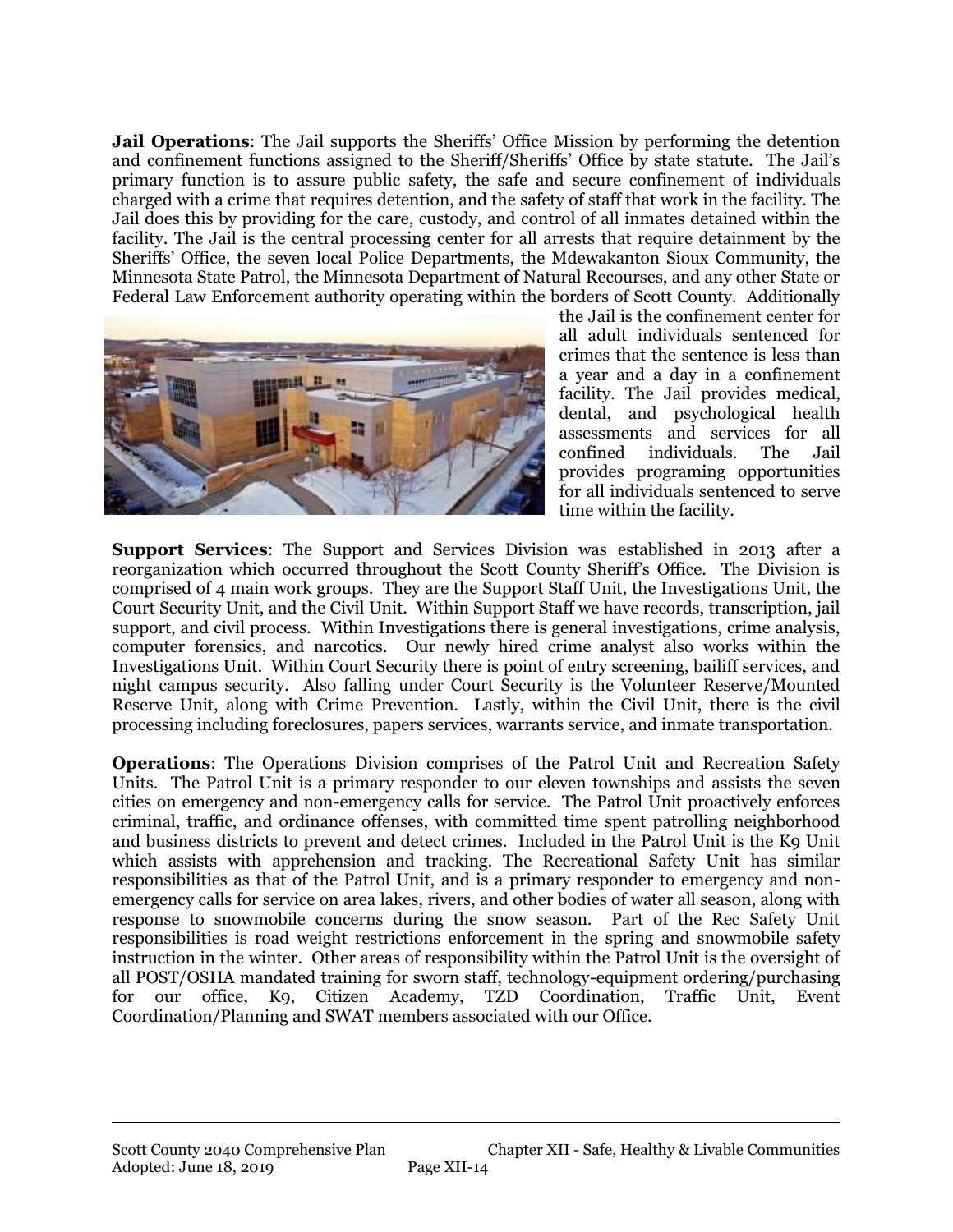**Jail Operations**: The Jail supports the Sheriffs' Office Mission by performing the detention and confinement functions assigned to the Sheriff/Sheriffs' Office by state statute. The Jail's primary function is to assure public safety, the safe and secure confinement of individuals charged with a crime that requires detention, and the safety of staff that work in the facility. The Jail does this by providing for the care, custody, and control of all inmates detained within the facility. The Jail is the central processing center for all arrests that require detainment by the Sheriffs' Office, the seven local Police Departments, the Mdewakanton Sioux Community, the Minnesota State Patrol, the Minnesota Department of Natural Recourses, and any other State or Federal Law Enforcement authority operating within the borders of Scott County. Additionally the Jail is the confinement center for all adult individuals sentenced for crimes that the sentence is less than a year and a day in a confinement facility. The Jail provides medical, dental, and psychological health assessments and services for all confined individuals. The Jail provides programing opportunities for all individuals sentenced to serve time within the facility.

**Support Services**: The Support and Services Division was established in 2013 after a reorganization which occurred throughout the Scott County Sheriff's Office. The Division is comprised of 4 main work groups. They are the Support Staff Unit, the Investigations Unit, the Court Security Unit, and the Civil Unit. Within Support Staff we have records, transcription, jail support, and civil process. Within Investigations there is general investigations, crime analysis, computer forensics, and narcotics. Our newly hired crime analyst also works within the Investigations Unit. Within Court Security there is point of entry screening, bailiff services, and night campus security. Also falling under Court Security is the Volunteer Reserve/Mounted Reserve Unit, along with Crime Prevention. Lastly, within the Civil Unit, there is the civil processing including foreclosures, papers services, warrants service, and inmate transportation.

**Operations**: The Operations Division comprises of the Patrol Unit and Recreation Safety Units. The Patrol Unit is a primary responder to our eleven townships and assists the seven cities on emergency and non-emergency calls for service. The Patrol Unit proactively enforces criminal, traffic, and ordinance offenses, with committed time spent patrolling neighborhood and business districts to prevent and detect crimes. Included in the Patrol Unit is the K9 Unit which assists with apprehension and tracking. The Recreational Safety Unit has similar responsibilities as that of the Patrol Unit, and is a primary responder to emergency and non-emergency calls for service on area lakes, rivers, and other bodies of water all season, along with response to snowmobile concerns during the snow season. Part of the Rec Safety Unit responsibilities is road weight restrictions enforcement in the spring and snowmobile safety instruction in the winter. Other areas of responsibility within the Patrol Unit is the oversight of all POST/OSHA mandated training for sworn staff, technology-equipment ordering/purchasing for our office, K9, Citizen Academy, TZD Coordination, Traffic Unit, Event Coordination/Planning and SWAT members associated with our Office.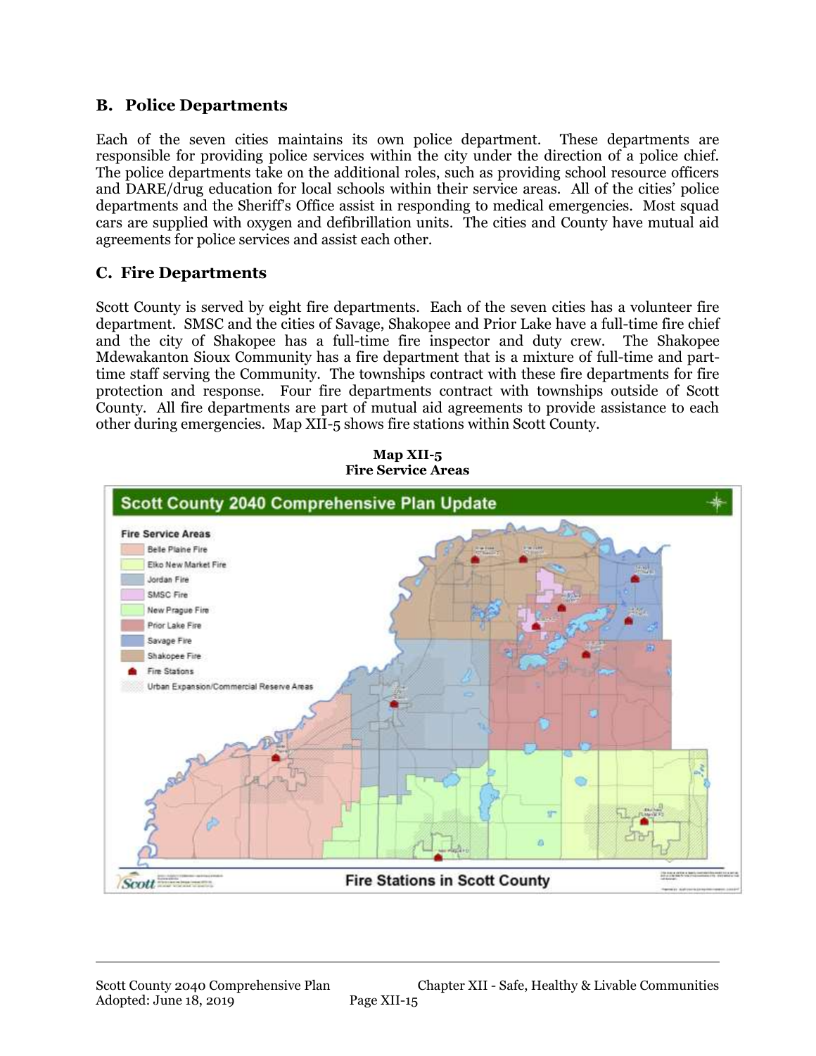## B. Police Departments

Each of the seven cities maintains its own police department. These departments are responsible for providing police services within the city under the direction of a police chief. The police departments take on the additional roles, such as providing school resource officers and DARE/drug education for local schools within their service areas. All of the cities' police departments and the Sheriff's Office assist in responding to medical emergencies. Most squad cars are supplied with oxygen and defibrillation units. The cities and County have mutual aid agreements for police services and assist each other.

## C. Fire Departments

Scott County is served by eight fire departments. Each of the seven cities has a volunteer fire department. SMSC and the cities of Savage, Shakopee and Prior Lake have a full-time fire chief and the city of Shakopee has a full-time fire inspector and duty crew. The Shakopee Mdewakanton Sioux Community has a fire department that is a mixture of full-time and part-time staff serving the Community. The townships contract with these fire departments for fire protection and response. Four fire departments contract with townships outside of Scott County. All fire departments are part of mutual aid agreements to provide assistance to each other during emergencies. Map XII-5 shows fire stations within Scott County.

**Map XII-5**
**Fire Service Areas**

Scott County 2040 Comprehensive Plan Update

Fire Service Areas
- Belle Plaine Fire
- Elko New Market Fire
- Jordan Fire
- SMSC Fire
- New Prague Fire
- Prior Lake Fire
- Savage Fire
- Shakopee Fire
- Fire Stations
- Urban Expansion/Commercial Reserve Areas

Fire Stations in Scott County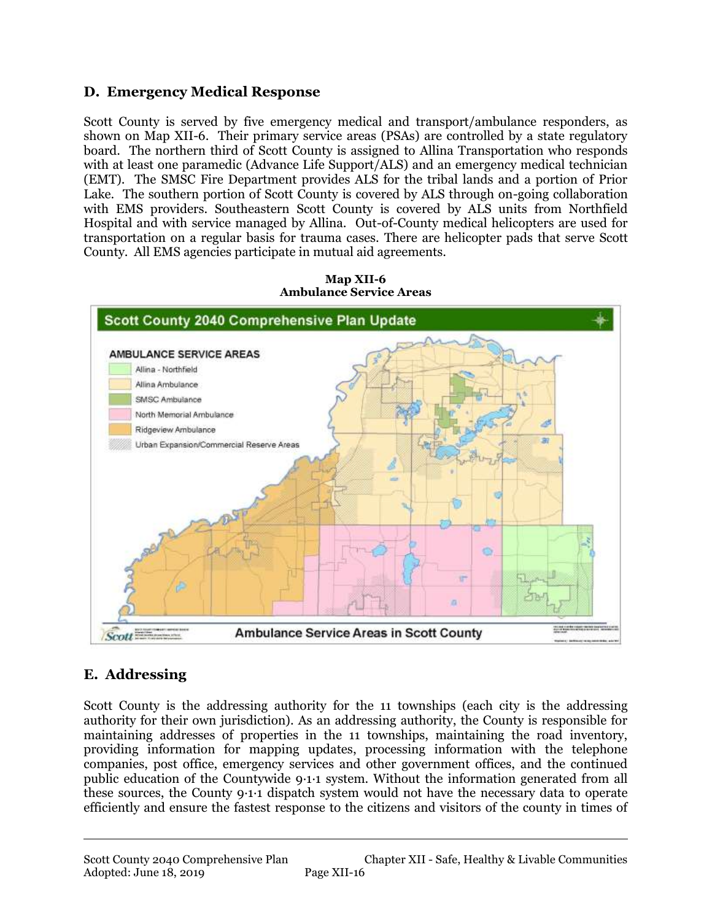## D. Emergency Medical Response

Scott County is served by five emergency medical and transport/ambulance responders, as shown on Map XII-6. Their primary service areas (PSAs) are controlled by a state regulatory board. The northern third of Scott County is assigned to Allina Transportation who responds with at least one paramedic (Advance Life Support/ALS) and an emergency medical technician (EMT). The SMSC Fire Department provides ALS for the tribal lands and a portion of Prior Lake. The southern portion of Scott County is covered by ALS through on-going collaboration with EMS providers. Southeastern Scott County is covered by ALS units from Northfield Hospital and with service managed by Allina. Out-of-County medical helicopters are used for transportation on a regular basis for trauma cases. There are helicopter pads that serve Scott County. All EMS agencies participate in mutual aid agreements.

**Map XII-6**
**Ambulance Service Areas**

## E. Addressing

Scott County is the addressing authority for the 11 townships (each city is the addressing authority for their own jurisdiction). As an addressing authority, the County is responsible for maintaining addresses of properties in the 11 townships, maintaining the road inventory, providing information for mapping updates, processing information with the telephone companies, post office, emergency services and other government offices, and the continued public education of the Countywide 9·1·1 system. Without the information generated from all these sources, the County 9·1·1 dispatch system would not have the necessary data to operate efficiently and ensure the fastest response to the citizens and visitors of the county in times of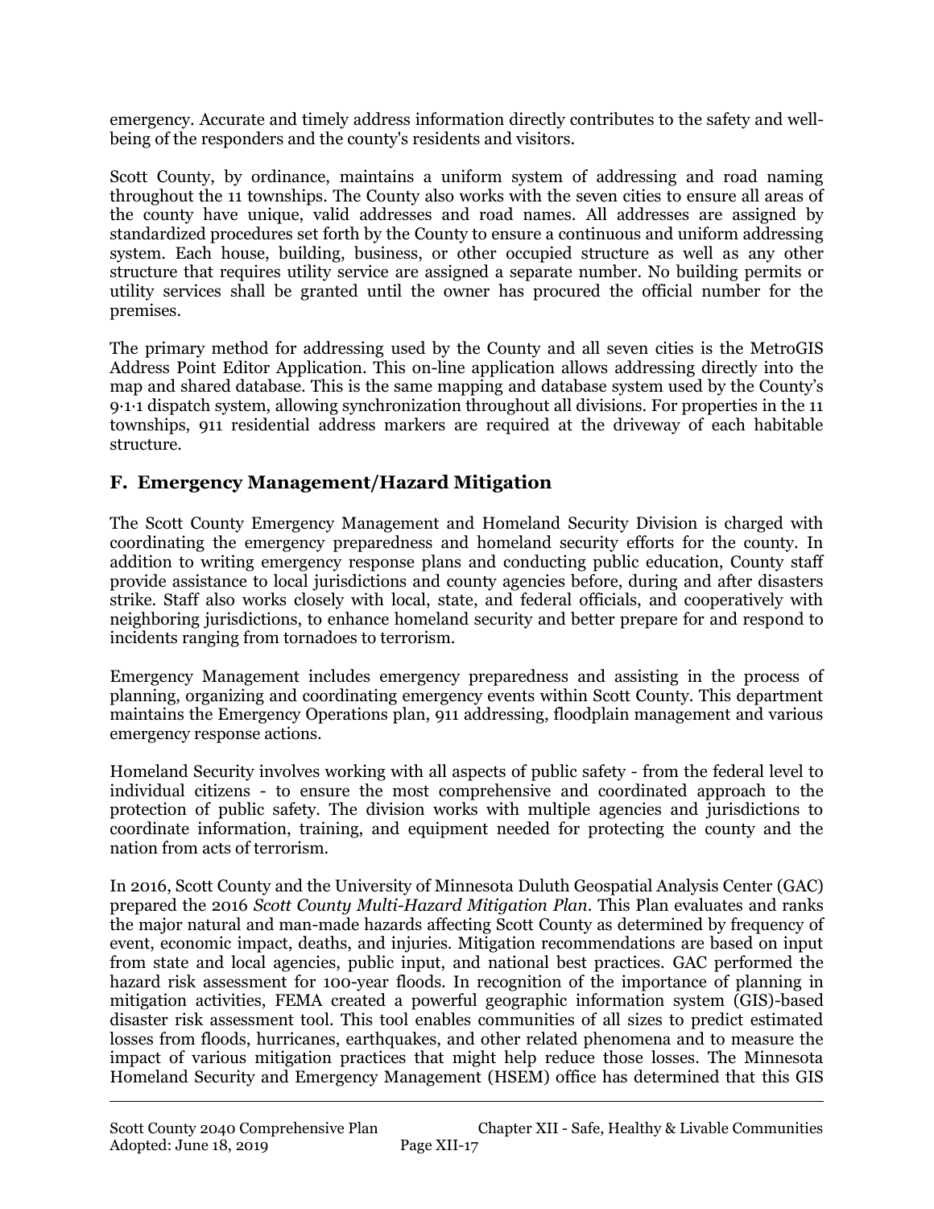emergency. Accurate and timely address information directly contributes to the safety and well-being of the responders and the county's residents and visitors.

Scott County, by ordinance, maintains a uniform system of addressing and road naming throughout the 11 townships. The County also works with the seven cities to ensure all areas of the county have unique, valid addresses and road names. All addresses are assigned by standardized procedures set forth by the County to ensure a continuous and uniform addressing system. Each house, building, business, or other occupied structure as well as any other structure that requires utility service are assigned a separate number. No building permits or utility services shall be granted until the owner has procured the official number for the premises.

The primary method for addressing used by the County and all seven cities is the MetroGIS Address Point Editor Application. This on-line application allows addressing directly into the map and shared database. This is the same mapping and database system used by the County's 9·1·1 dispatch system, allowing synchronization throughout all divisions. For properties in the 11 townships, 911 residential address markers are required at the driveway of each habitable structure.

## F. Emergency Management/Hazard Mitigation

The Scott County Emergency Management and Homeland Security Division is charged with coordinating the emergency preparedness and homeland security efforts for the county. In addition to writing emergency response plans and conducting public education, County staff provide assistance to local jurisdictions and county agencies before, during and after disasters strike. Staff also works closely with local, state, and federal officials, and cooperatively with neighboring jurisdictions, to enhance homeland security and better prepare for and respond to incidents ranging from tornadoes to terrorism.

Emergency Management includes emergency preparedness and assisting in the process of planning, organizing and coordinating emergency events within Scott County. This department maintains the Emergency Operations plan, 911 addressing, floodplain management and various emergency response actions.

Homeland Security involves working with all aspects of public safety - from the federal level to individual citizens - to ensure the most comprehensive and coordinated approach to the protection of public safety. The division works with multiple agencies and jurisdictions to coordinate information, training, and equipment needed for protecting the county and the nation from acts of terrorism.

In 2016, Scott County and the University of Minnesota Duluth Geospatial Analysis Center (GAC) prepared the 2016 *Scott County Multi-Hazard Mitigation Plan*. This Plan evaluates and ranks the major natural and man-made hazards affecting Scott County as determined by frequency of event, economic impact, deaths, and injuries. Mitigation recommendations are based on input from state and local agencies, public input, and national best practices. GAC performed the hazard risk assessment for 100-year floods. In recognition of the importance of planning in mitigation activities, FEMA created a powerful geographic information system (GIS)-based disaster risk assessment tool. This tool enables communities of all sizes to predict estimated losses from floods, hurricanes, earthquakes, and other related phenomena and to measure the impact of various mitigation practices that might help reduce those losses. The Minnesota Homeland Security and Emergency Management (HSEM) office has determined that this GIS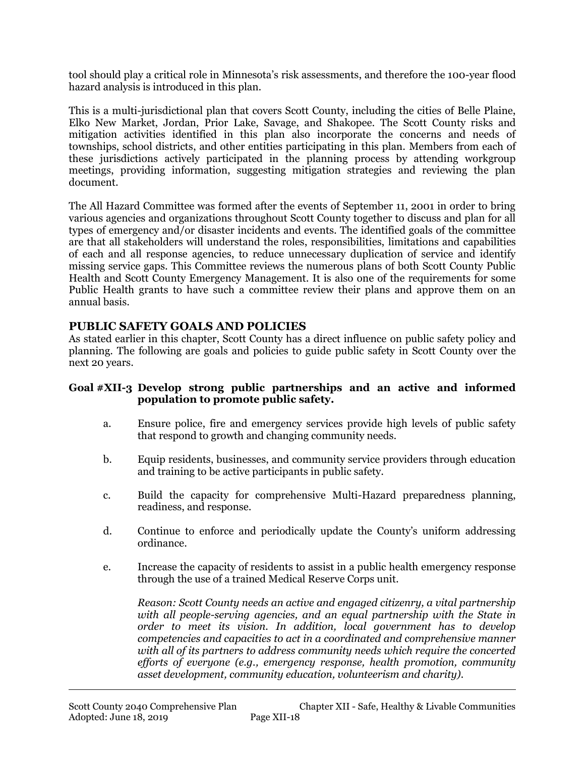tool should play a critical role in Minnesota's risk assessments, and therefore the 100-year flood hazard analysis is introduced in this plan.

This is a multi-jurisdictional plan that covers Scott County, including the cities of Belle Plaine, Elko New Market, Jordan, Prior Lake, Savage, and Shakopee. The Scott County risks and mitigation activities identified in this plan also incorporate the concerns and needs of townships, school districts, and other entities participating in this plan. Members from each of these jurisdictions actively participated in the planning process by attending workgroup meetings, providing information, suggesting mitigation strategies and reviewing the plan document.

The All Hazard Committee was formed after the events of September 11, 2001 in order to bring various agencies and organizations throughout Scott County together to discuss and plan for all types of emergency and/or disaster incidents and events. The identified goals of the committee are that all stakeholders will understand the roles, responsibilities, limitations and capabilities of each and all response agencies, to reduce unnecessary duplication of service and identify missing service gaps. This Committee reviews the numerous plans of both Scott County Public Health and Scott County Emergency Management. It is also one of the requirements for some Public Health grants to have such a committee review their plans and approve them on an annual basis.

## PUBLIC SAFETY GOALS AND POLICIES

As stated earlier in this chapter, Scott County has a direct influence on public safety policy and planning. The following are goals and policies to guide public safety in Scott County over the next 20 years.

**Goal #XII-3 Develop strong public partnerships and an active and informed population to promote public safety.**

a. Ensure police, fire and emergency services provide high levels of public safety that respond to growth and changing community needs.

b. Equip residents, businesses, and community service providers through education and training to be active participants in public safety.

c. Build the capacity for comprehensive Multi-Hazard preparedness planning, readiness, and response.

d. Continue to enforce and periodically update the County's uniform addressing ordinance.

e. Increase the capacity of residents to assist in a public health emergency response through the use of a trained Medical Reserve Corps unit.

*Reason: Scott County needs an active and engaged citizenry, a vital partnership with all people-serving agencies, and an equal partnership with the State in order to meet its vision. In addition, local government has to develop competencies and capacities to act in a coordinated and comprehensive manner with all of its partners to address community needs which require the concerted efforts of everyone (e.g., emergency response, health promotion, community asset development, community education, volunteerism and charity).*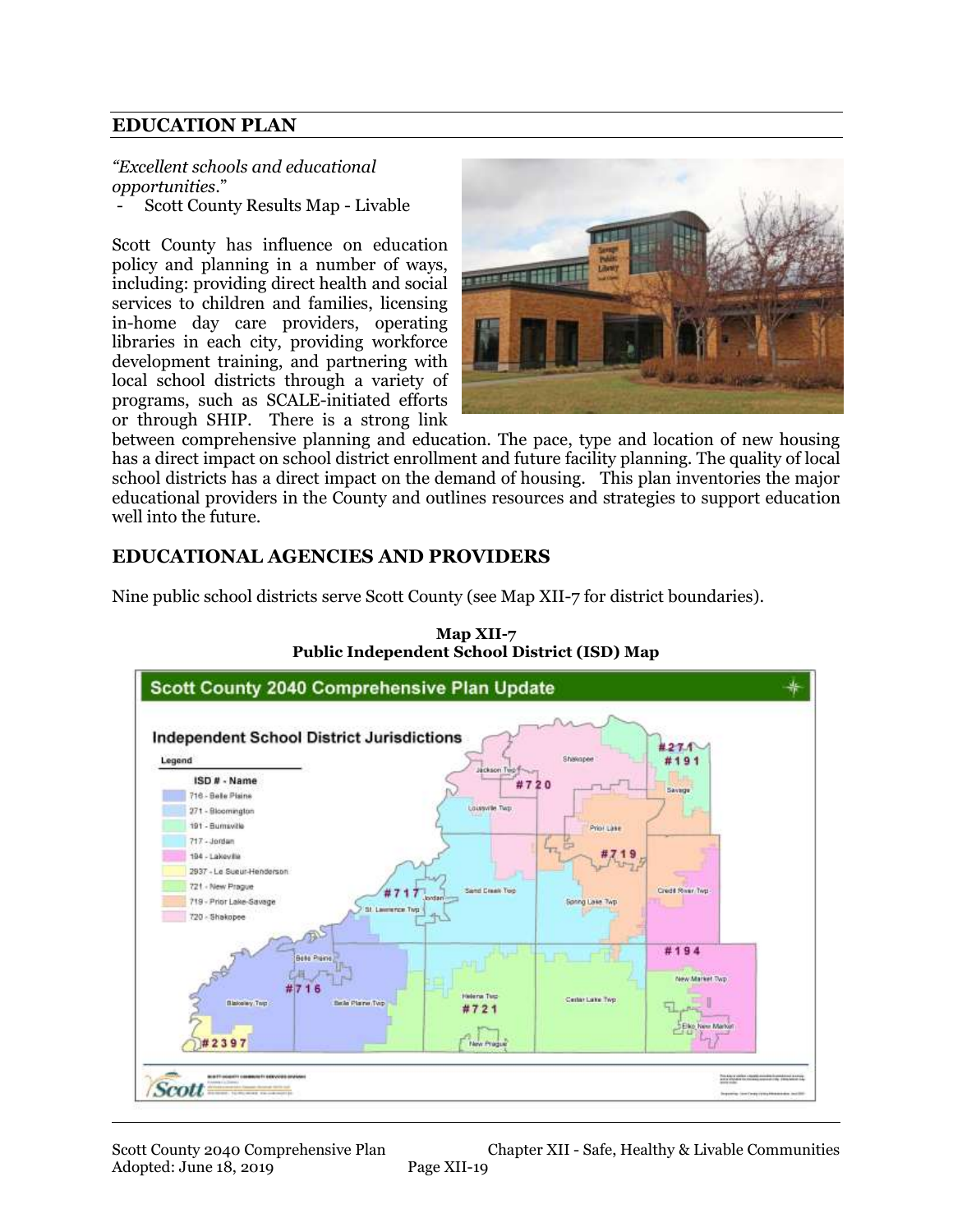## EDUCATION PLAN

*"Excellent schools and educational opportunities."*
- Scott County Results Map - Livable

Scott County has influence on education policy and planning in a number of ways, including: providing direct health and social services to children and families, licensing in-home day care providers, operating libraries in each city, providing workforce development training, and partnering with local school districts through a variety of programs, such as SCALE-initiated efforts or through SHIP. There is a strong link between comprehensive planning and education. The pace, type and location of new housing has a direct impact on school district enrollment and future facility planning. The quality of local school districts has a direct impact on the demand of housing. This plan inventories the major educational providers in the County and outlines resources and strategies to support education well into the future.

## EDUCATIONAL AGENCIES AND PROVIDERS

Nine public school districts serve Scott County (see Map XII-7 for district boundaries).

**Map XII-7**
**Public Independent School District (ISD) Map**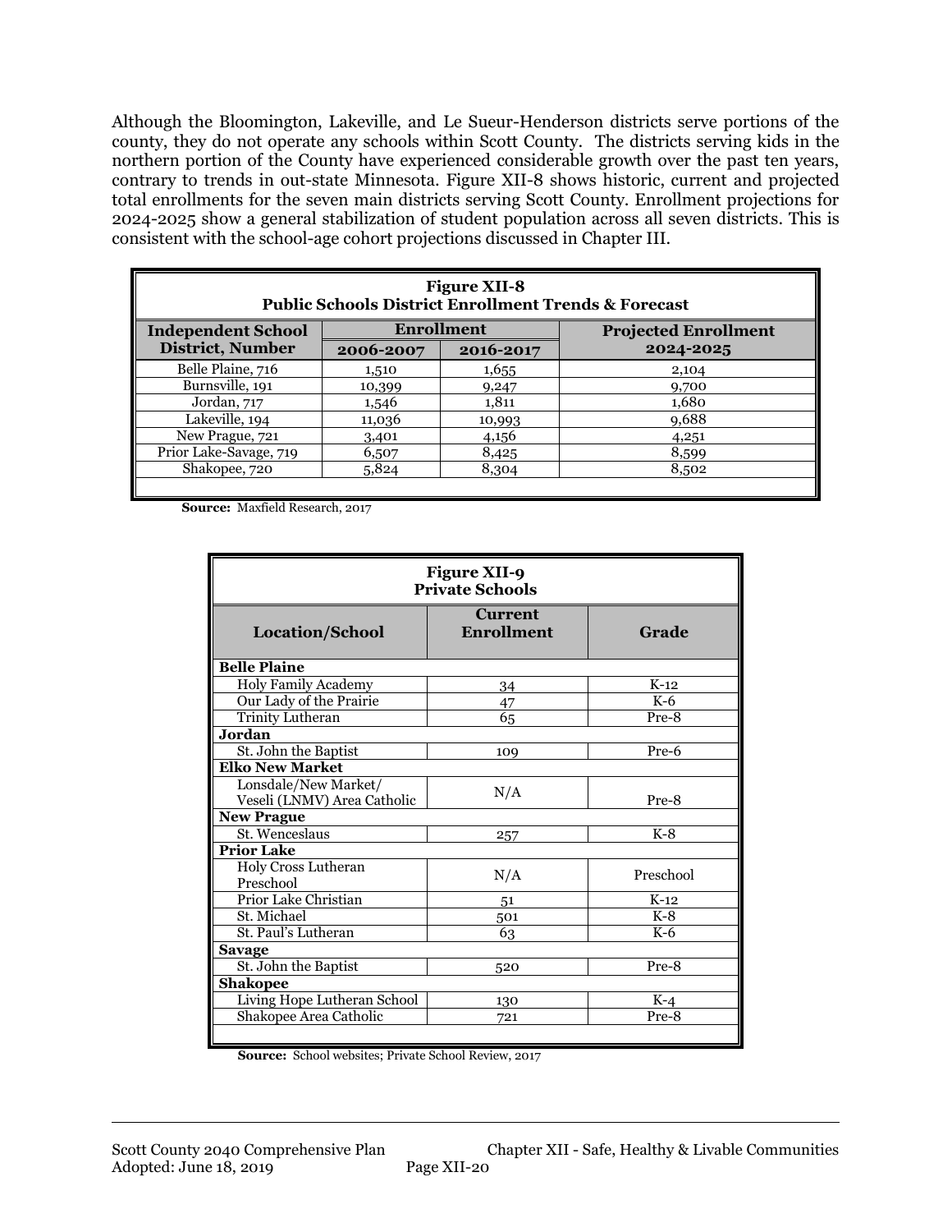Although the Bloomington, Lakeville, and Le Sueur-Henderson districts serve portions of the county, they do not operate any schools within Scott County. The districts serving kids in the northern portion of the County have experienced considerable growth over the past ten years, contrary to trends in out-state Minnesota. Figure XII-8 shows historic, current and projected total enrollments for the seven main districts serving Scott County. Enrollment projections for 2024-2025 show a general stabilization of student population across all seven districts. This is consistent with the school-age cohort projections discussed in Chapter III.

**Figure XII-8**
**Public Schools District Enrollment Trends & Forecast**

| Independent School District, Number | Enrollment | | Projected Enrollment |
|---|---|---|---|
| | 2006-2007 | 2016-2017 | 2024-2025 |
| Belle Plaine, 716 | 1,510 | 1,655 | 2,104 |
| Burnsville, 191 | 10,399 | 9,247 | 9,700 |
| Jordan, 717 | 1,546 | 1,811 | 1,680 |
| Lakeville, 194 | 11,036 | 10,993 | 9,688 |
| New Prague, 721 | 3,401 | 4,156 | 4,251 |
| Prior Lake-Savage, 719 | 6,507 | 8,425 | 8,599 |
| Shakopee, 720 | 5,824 | 8,304 | 8,502 |

**Source:** Maxfield Research, 2017

**Figure XII-9**
**Private Schools**

| Location/School | Current Enrollment | Grade |
|---|---|---|
| **Belle Plaine** | | |
| Holy Family Academy | 34 | K-12 |
| Our Lady of the Prairie | 47 | K-6 |
| Trinity Lutheran | 65 | Pre-8 |
| **Jordan** | | |
| St. John the Baptist | 109 | Pre-6 |
| **Elko New Market** | | |
| Lonsdale/New Market/ Veseli (LNMV) Area Catholic | N/A | Pre-8 |
| **New Prague** | | |
| St. Wenceslaus | 257 | K-8 |
| **Prior Lake** | | |
| Holy Cross Lutheran Preschool | N/A | Preschool |
| Prior Lake Christian | 51 | K-12 |
| St. Michael | 501 | K-8 |
| St. Paul's Lutheran | 63 | K-6 |
| **Savage** | | |
| St. John the Baptist | 520 | Pre-8 |
| **Shakopee** | | |
| Living Hope Lutheran School | 130 | K-4 |
| Shakopee Area Catholic | 721 | Pre-8 |

**Source:** School websites; Private School Review, 2017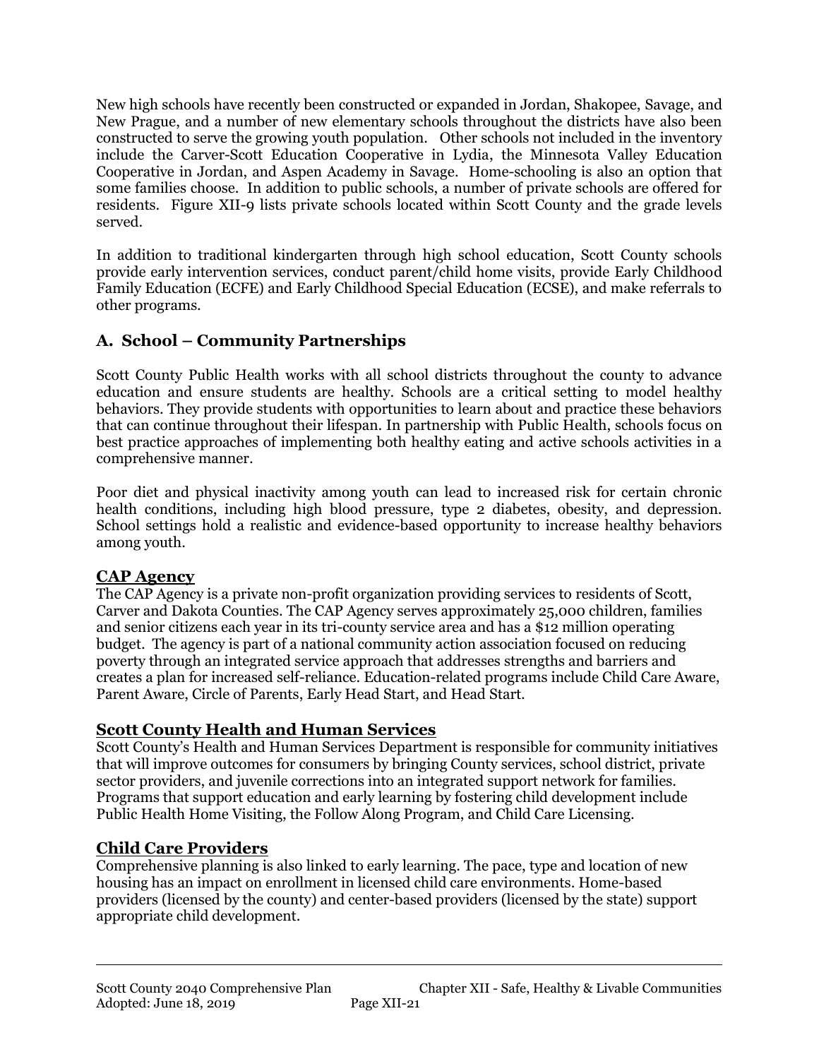New high schools have recently been constructed or expanded in Jordan, Shakopee, Savage, and New Prague, and a number of new elementary schools throughout the districts have also been constructed to serve the growing youth population. Other schools not included in the inventory include the Carver-Scott Education Cooperative in Lydia, the Minnesota Valley Education Cooperative in Jordan, and Aspen Academy in Savage. Home-schooling is also an option that some families choose. In addition to public schools, a number of private schools are offered for residents. Figure XII-9 lists private schools located within Scott County and the grade levels served.

In addition to traditional kindergarten through high school education, Scott County schools provide early intervention services, conduct parent/child home visits, provide Early Childhood Family Education (ECFE) and Early Childhood Special Education (ECSE), and make referrals to other programs.

## A. School – Community Partnerships

Scott County Public Health works with all school districts throughout the county to advance education and ensure students are healthy. Schools are a critical setting to model healthy behaviors. They provide students with opportunities to learn about and practice these behaviors that can continue throughout their lifespan. In partnership with Public Health, schools focus on best practice approaches of implementing both healthy eating and active schools activities in a comprehensive manner.

Poor diet and physical inactivity among youth can lead to increased risk for certain chronic health conditions, including high blood pressure, type 2 diabetes, obesity, and depression. School settings hold a realistic and evidence-based opportunity to increase healthy behaviors among youth.

### CAP Agency

The CAP Agency is a private non-profit organization providing services to residents of Scott, Carver and Dakota Counties. The CAP Agency serves approximately 25,000 children, families and senior citizens each year in its tri-county service area and has a $12 million operating budget. The agency is part of a national community action association focused on reducing poverty through an integrated service approach that addresses strengths and barriers and creates a plan for increased self-reliance. Education-related programs include Child Care Aware, Parent Aware, Circle of Parents, Early Head Start, and Head Start.

### Scott County Health and Human Services

Scott County's Health and Human Services Department is responsible for community initiatives that will improve outcomes for consumers by bringing County services, school district, private sector providers, and juvenile corrections into an integrated support network for families. Programs that support education and early learning by fostering child development include Public Health Home Visiting, the Follow Along Program, and Child Care Licensing.

### Child Care Providers

Comprehensive planning is also linked to early learning. The pace, type and location of new housing has an impact on enrollment in licensed child care environments. Home-based providers (licensed by the county) and center-based providers (licensed by the state) support appropriate child development.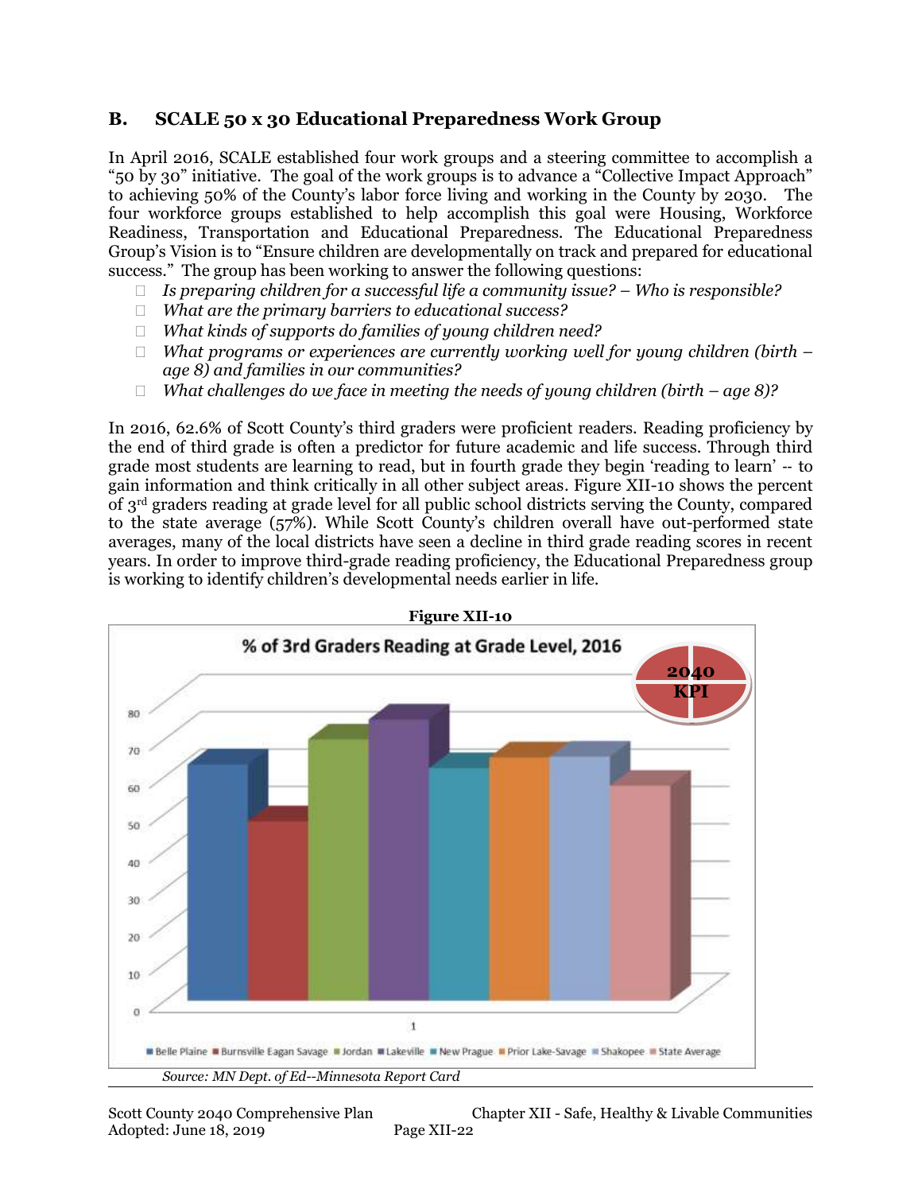## B. SCALE 50 x 30 Educational Preparedness Work Group

In April 2016, SCALE established four work groups and a steering committee to accomplish a "50 by 30" initiative. The goal of the work groups is to advance a "Collective Impact Approach" to achieving 50% of the County's labor force living and working in the County by 2030. The four workforce groups established to help accomplish this goal were Housing, Workforce Readiness, Transportation and Educational Preparedness. The Educational Preparedness Group's Vision is to "Ensure children are developmentally on track and prepared for educational success." The group has been working to answer the following questions:

- *Is preparing children for a successful life a community issue? – Who is responsible?*
- *What are the primary barriers to educational success?*
- *What kinds of supports do families of young children need?*
- *What programs or experiences are currently working well for young children (birth – age 8) and families in our communities?*
- *What challenges do we face in meeting the needs of young children (birth – age 8)?*

In 2016, 62.6% of Scott County's third graders were proficient readers. Reading proficiency by the end of third grade is often a predictor for future academic and life success. Through third grade most students are learning to read, but in fourth grade they begin 'reading to learn' -- to gain information and think critically in all other subject areas. Figure XII-10 shows the percent of 3rd graders reading at grade level for all public school districts serving the County, compared to the state average (57%). While Scott County's children overall have out-performed state averages, many of the local districts have seen a decline in third grade reading scores in recent years. In order to improve third-grade reading proficiency, the Educational Preparedness group is working to identify children's developmental needs earlier in life.

**Figure XII-10**

% of 3rd Graders Reading at Grade Level, 2016

2040 KPI

Belle Plaine, Burnsville Eagan Savage, Jordan, Lakeville, New Prague, Prior Lake-Savage, Shakopee, State Average

*Source: MN Dept. of Ed--Minnesota Report Card*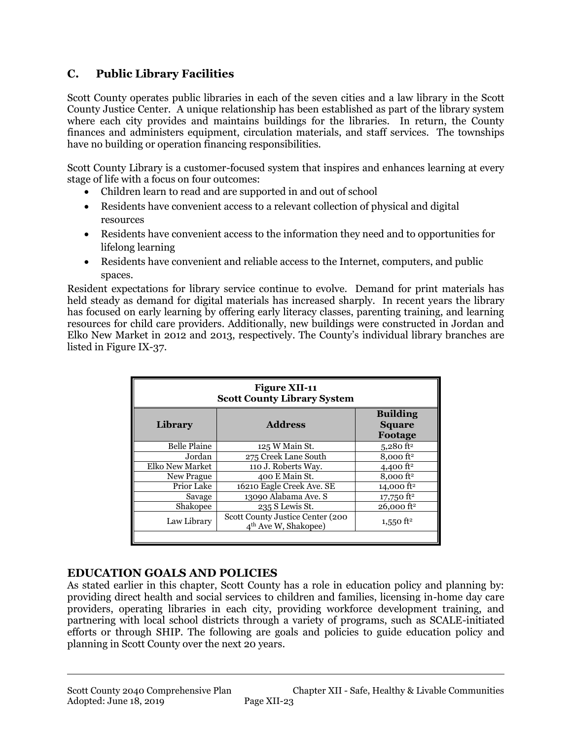## C. Public Library Facilities

Scott County operates public libraries in each of the seven cities and a law library in the Scott County Justice Center. A unique relationship has been established as part of the library system where each city provides and maintains buildings for the libraries. In return, the County finances and administers equipment, circulation materials, and staff services. The townships have no building or operation financing responsibilities.

Scott County Library is a customer-focused system that inspires and enhances learning at every stage of life with a focus on four outcomes:

- Children learn to read and are supported in and out of school
- Residents have convenient access to a relevant collection of physical and digital resources
- Residents have convenient access to the information they need and to opportunities for lifelong learning
- Residents have convenient and reliable access to the Internet, computers, and public spaces.

Resident expectations for library service continue to evolve. Demand for print materials has held steady as demand for digital materials has increased sharply. In recent years the library has focused on early learning by offering early literacy classes, parenting training, and learning resources for child care providers. Additionally, new buildings were constructed in Jordan and Elko New Market in 2012 and 2013, respectively. The County's individual library branches are listed in Figure IX-37.

**Figure XII-11**
**Scott County Library System**

| Library | Address | Building Square Footage |
|---|---|---|
| Belle Plaine | 125 W Main St. | 5,280 ft² |
| Jordan | 275 Creek Lane South | 8,000 ft² |
| Elko New Market | 110 J. Roberts Way. | 4,400 ft² |
| New Prague | 400 E Main St. | 8,000 ft² |
| Prior Lake | 16210 Eagle Creek Ave. SE | 14,000 ft² |
| Savage | 13090 Alabama Ave. S | 17,750 ft² |
| Shakopee | 235 S Lewis St. | 26,000 ft² |
| Law Library | Scott County Justice Center (200 4th Ave W, Shakopee) | 1,550 ft² |

## EDUCATION GOALS AND POLICIES

As stated earlier in this chapter, Scott County has a role in education policy and planning by: providing direct health and social services to children and families, licensing in-home day care providers, operating libraries in each city, providing workforce development training, and partnering with local school districts through a variety of programs, such as SCALE-initiated efforts or through SHIP. The following are goals and policies to guide education policy and planning in Scott County over the next 20 years.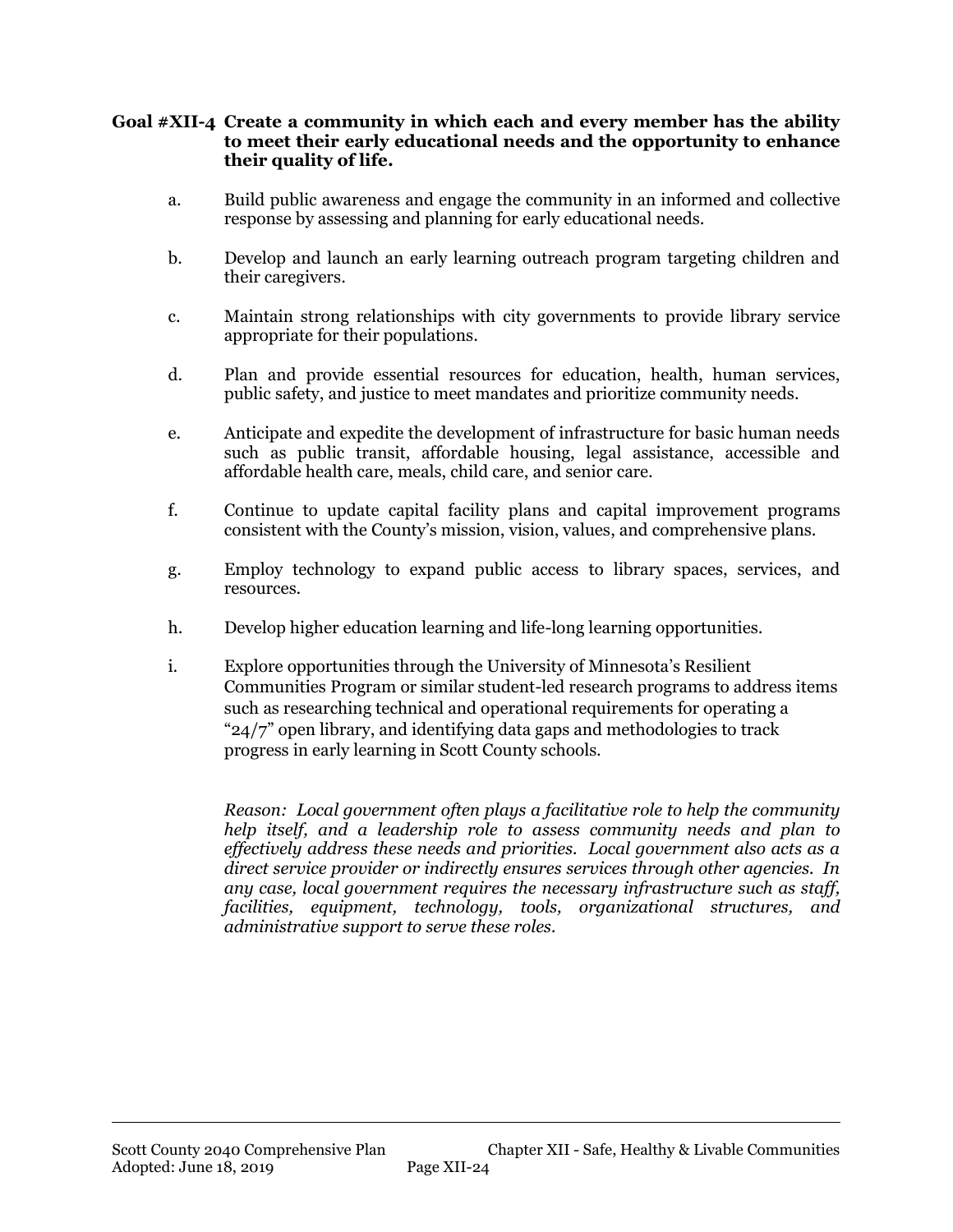**Goal #XII-4 Create a community in which each and every member has the ability to meet their early educational needs and the opportunity to enhance their quality of life.**

a. Build public awareness and engage the community in an informed and collective response by assessing and planning for early educational needs.

b. Develop and launch an early learning outreach program targeting children and their caregivers.

c. Maintain strong relationships with city governments to provide library service appropriate for their populations.

d. Plan and provide essential resources for education, health, human services, public safety, and justice to meet mandates and prioritize community needs.

e. Anticipate and expedite the development of infrastructure for basic human needs such as public transit, affordable housing, legal assistance, accessible and affordable health care, meals, child care, and senior care.

f. Continue to update capital facility plans and capital improvement programs consistent with the County's mission, vision, values, and comprehensive plans.

g. Employ technology to expand public access to library spaces, services, and resources.

h. Develop higher education learning and life-long learning opportunities.

i. Explore opportunities through the University of Minnesota's Resilient Communities Program or similar student-led research programs to address items such as researching technical and operational requirements for operating a "24/7" open library, and identifying data gaps and methodologies to track progress in early learning in Scott County schools.

*Reason: Local government often plays a facilitative role to help the community help itself, and a leadership role to assess community needs and plan to effectively address these needs and priorities. Local government also acts as a direct service provider or indirectly ensures services through other agencies. In any case, local government requires the necessary infrastructure such as staff, facilities, equipment, technology, tools, organizational structures, and administrative support to serve these roles.*